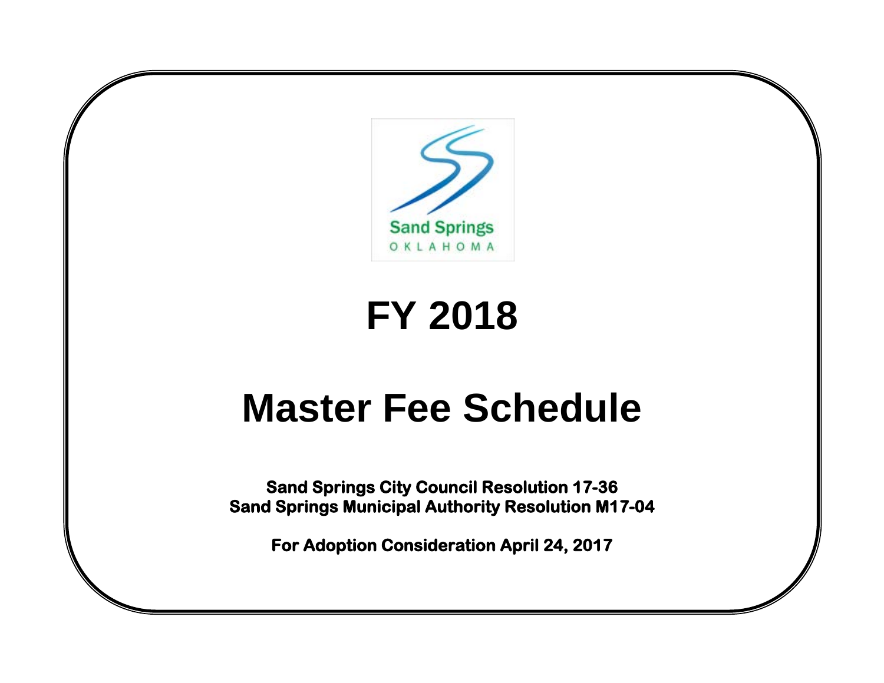Sand Springs
OKLAHOMA

# FY 2018

# Master Fee Schedule

**Sand Springs City Council Resolution 17-36**
**Sand Springs Municipal Authority Resolution M17-04**

**For Adoption Consideration April 24, 2017**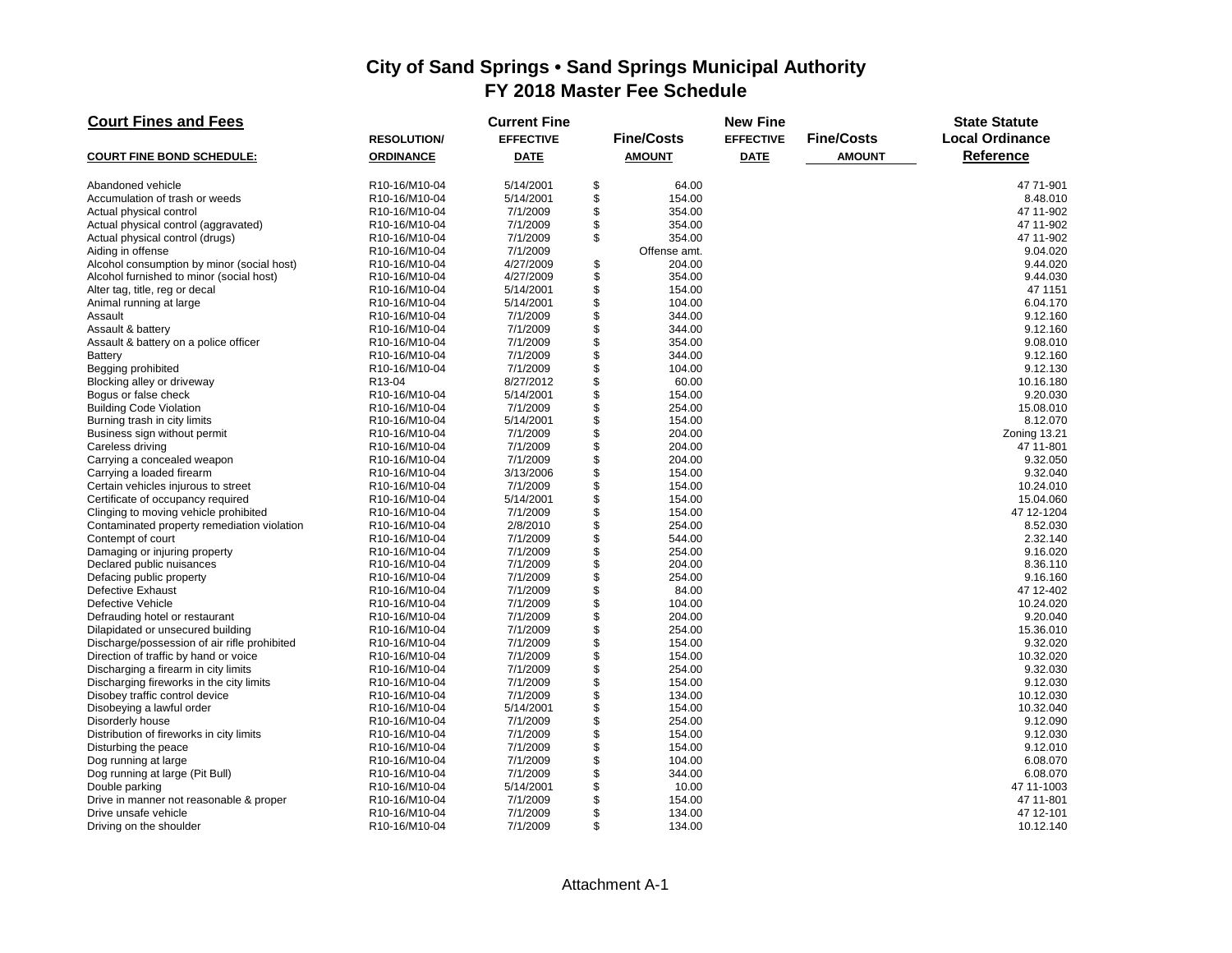# City of Sand Springs • Sand Springs Municipal Authority
## FY 2018 Master Fee Schedule

| **Court Fines and Fees** | | Current Fine | | New Fine | | State Statute |
|---|---|---|---|---|---|---|
| | RESOLUTION/ | EFFECTIVE | Fine/Costs | EFFECTIVE | Fine/Costs | Local Ordinance |
| **COURT FINE BOND SCHEDULE:** | **ORDINANCE** | **DATE** | **AMOUNT** | **DATE** | **AMOUNT** | **Reference** |
| Abandoned vehicle | R10-16/M10-04 | 5/14/2001 | $ 64.00 | | | 47 71-901 |
| Accumulation of trash or weeds | R10-16/M10-04 | 5/14/2001 | $ 154.00 | | | 8.48.010 |
| Actual physical control | R10-16/M10-04 | 7/1/2009 | $ 354.00 | | | 47 11-902 |
| Actual physical control (aggravated) | R10-16/M10-04 | 7/1/2009 | $ 354.00 | | | 47 11-902 |
| Actual physical control (drugs) | R10-16/M10-04 | 7/1/2009 | $ 354.00 | | | 47 11-902 |
| Aiding in offense | R10-16/M10-04 | 7/1/2009 | Offense amt. | | | 9.04.020 |
| Alcohol consumption by minor (social host) | R10-16/M10-04 | 4/27/2009 | $ 204.00 | | | 9.44.020 |
| Alcohol furnished to minor (social host) | R10-16/M10-04 | 4/27/2009 | $ 354.00 | | | 9.44.030 |
| Alter tag, title, reg or decal | R10-16/M10-04 | 5/14/2001 | $ 154.00 | | | 47 1151 |
| Animal running at large | R10-16/M10-04 | 5/14/2001 | $ 104.00 | | | 6.04.170 |
| Assault | R10-16/M10-04 | 7/1/2009 | $ 344.00 | | | 9.12.160 |
| Assault & battery | R10-16/M10-04 | 7/1/2009 | $ 344.00 | | | 9.12.160 |
| Assault & battery on a police officer | R10-16/M10-04 | 7/1/2009 | $ 354.00 | | | 9.08.010 |
| Battery | R10-16/M10-04 | 7/1/2009 | $ 344.00 | | | 9.12.160 |
| Begging prohibited | R10-16/M10-04 | 7/1/2009 | $ 104.00 | | | 9.12.130 |
| Blocking alley or driveway | R13-04 | 8/27/2012 | $ 60.00 | | | 10.16.180 |
| Bogus or false check | R10-16/M10-04 | 5/14/2001 | $ 154.00 | | | 9.20.030 |
| Building Code Violation | R10-16/M10-04 | 7/1/2009 | $ 254.00 | | | 15.08.010 |
| Burning trash in city limits | R10-16/M10-04 | 5/14/2001 | $ 154.00 | | | 8.12.070 |
| Business sign without permit | R10-16/M10-04 | 7/1/2009 | $ 204.00 | | | Zoning 13.21 |
| Careless driving | R10-16/M10-04 | 7/1/2009 | $ 204.00 | | | 47 11-801 |
| Carrying a concealed weapon | R10-16/M10-04 | 7/1/2009 | $ 204.00 | | | 9.32.050 |
| Carrying a loaded firearm | R10-16/M10-04 | 3/13/2006 | $ 154.00 | | | 9.32.040 |
| Certain vehicles injurous to street | R10-16/M10-04 | 7/1/2009 | $ 154.00 | | | 10.24.010 |
| Certificate of occupancy required | R10-16/M10-04 | 5/14/2001 | $ 154.00 | | | 15.04.060 |
| Clinging to moving vehicle prohibited | R10-16/M10-04 | 7/1/2009 | $ 154.00 | | | 47 12-1204 |
| Contaminated property remediation violation | R10-16/M10-04 | 2/8/2010 | $ 254.00 | | | 8.52.030 |
| Contempt of court | R10-16/M10-04 | 7/1/2009 | $ 544.00 | | | 2.32.140 |
| Damaging or injuring property | R10-16/M10-04 | 7/1/2009 | $ 254.00 | | | 9.16.020 |
| Declared public nuisances | R10-16/M10-04 | 7/1/2009 | $ 204.00 | | | 8.36.110 |
| Defacing public property | R10-16/M10-04 | 7/1/2009 | $ 254.00 | | | 9.16.160 |
| Defective Exhaust | R10-16/M10-04 | 7/1/2009 | $ 84.00 | | | 47 12-402 |
| Defective Vehicle | R10-16/M10-04 | 7/1/2009 | $ 104.00 | | | 10.24.020 |
| Defrauding hotel or restaurant | R10-16/M10-04 | 7/1/2009 | $ 204.00 | | | 9.20.040 |
| Dilapidated or unsecured building | R10-16/M10-04 | 7/1/2009 | $ 254.00 | | | 15.36.010 |
| Discharge/possession of air rifle prohibited | R10-16/M10-04 | 7/1/2009 | $ 154.00 | | | 9.32.020 |
| Direction of traffic by hand or voice | R10-16/M10-04 | 7/1/2009 | $ 154.00 | | | 10.32.020 |
| Discharging a firearm in city limits | R10-16/M10-04 | 7/1/2009 | $ 254.00 | | | 9.32.030 |
| Discharging fireworks in the city limits | R10-16/M10-04 | 7/1/2009 | $ 154.00 | | | 9.12.030 |
| Disobey traffic control device | R10-16/M10-04 | 7/1/2009 | $ 134.00 | | | 10.12.030 |
| Disobeying a lawful order | R10-16/M10-04 | 5/14/2001 | $ 154.00 | | | 10.32.040 |
| Disorderly house | R10-16/M10-04 | 7/1/2009 | $ 254.00 | | | 9.12.090 |
| Distribution of fireworks in city limits | R10-16/M10-04 | 7/1/2009 | $ 154.00 | | | 9.12.030 |
| Disturbing the peace | R10-16/M10-04 | 7/1/2009 | $ 154.00 | | | 9.12.010 |
| Dog running at large | R10-16/M10-04 | 7/1/2009 | $ 104.00 | | | 6.08.070 |
| Dog running at large (Pit Bull) | R10-16/M10-04 | 7/1/2009 | $ 344.00 | | | 6.08.070 |
| Double parking | R10-16/M10-04 | 5/14/2001 | $ 10.00 | | | 47 11-1003 |
| Drive in manner not reasonable & proper | R10-16/M10-04 | 7/1/2009 | $ 154.00 | | | 47 11-801 |
| Drive unsafe vehicle | R10-16/M10-04 | 7/1/2009 | $ 134.00 | | | 47 12-101 |
| Driving on the shoulder | R10-16/M10-04 | 7/1/2009 | $ 134.00 | | | 10.12.140 |

Attachment A-1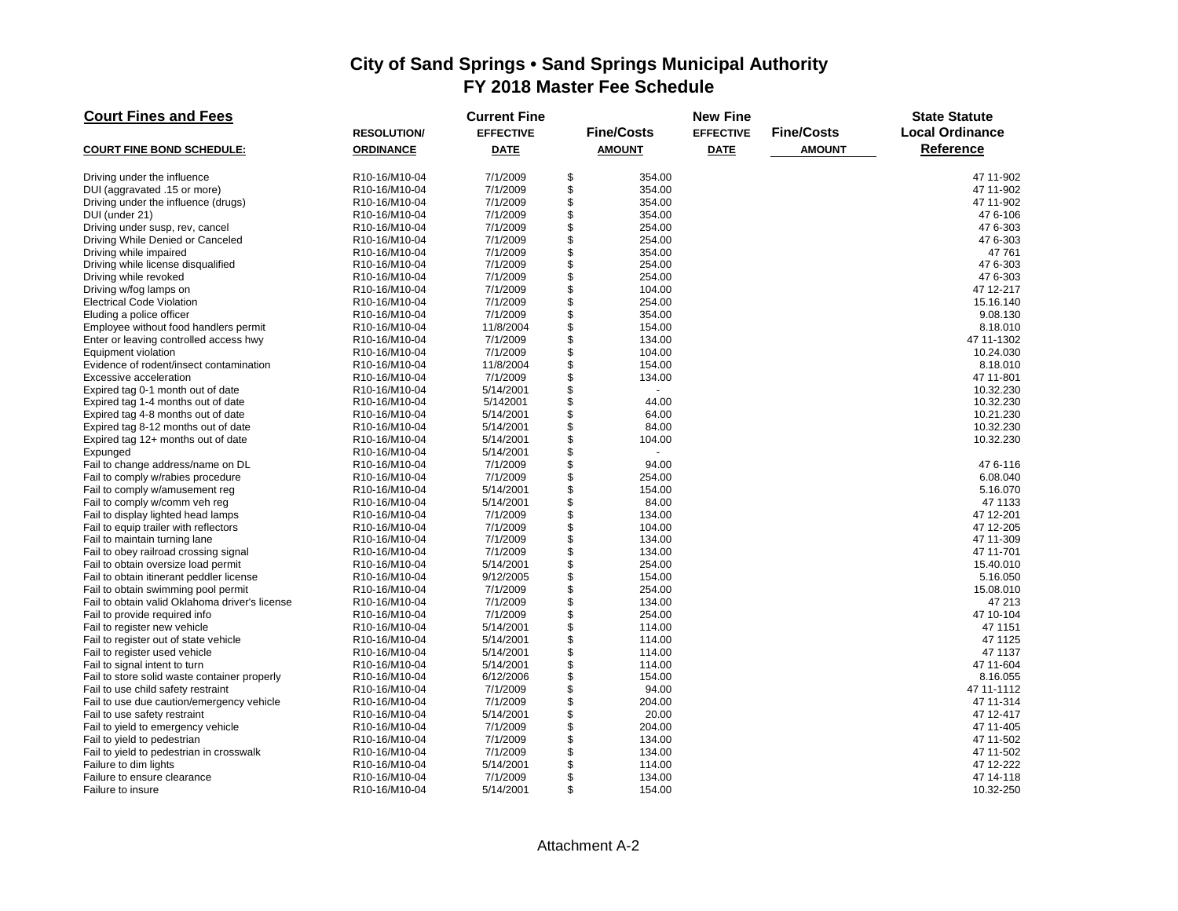# City of Sand Springs • Sand Springs Municipal Authority
## FY 2018 Master Fee Schedule

| Court Fines and Fees | | Current Fine | | New Fine | | State Statute |
|---|---|---|---|---|---|---|
| | RESOLUTION/ | EFFECTIVE | Fine/Costs | EFFECTIVE | Fine/Costs | Local Ordinance |
| COURT FINE BOND SCHEDULE: | ORDINANCE | DATE | AMOUNT | DATE | AMOUNT | Reference |
| Driving under the influence | R10-16/M10-04 | 7/1/2009 | $ 354.00 | | | 47 11-902 |
| DUI (aggravated .15 or more) | R10-16/M10-04 | 7/1/2009 | $ 354.00 | | | 47 11-902 |
| Driving under the influence (drugs) | R10-16/M10-04 | 7/1/2009 | $ 354.00 | | | 47 11-902 |
| DUI (under 21) | R10-16/M10-04 | 7/1/2009 | $ 354.00 | | | 47 6-106 |
| Driving under susp, rev, cancel | R10-16/M10-04 | 7/1/2009 | $ 254.00 | | | 47 6-303 |
| Driving While Denied or Canceled | R10-16/M10-04 | 7/1/2009 | $ 254.00 | | | 47 6-303 |
| Driving while impaired | R10-16/M10-04 | 7/1/2009 | $ 354.00 | | | 47 761 |
| Driving while license disqualified | R10-16/M10-04 | 7/1/2009 | $ 254.00 | | | 47 6-303 |
| Driving while revoked | R10-16/M10-04 | 7/1/2009 | $ 254.00 | | | 47 6-303 |
| Driving w/fog lamps on | R10-16/M10-04 | 7/1/2009 | $ 104.00 | | | 47 12-217 |
| Electrical Code Violation | R10-16/M10-04 | 7/1/2009 | $ 254.00 | | | 15.16.140 |
| Eluding a police officer | R10-16/M10-04 | 7/1/2009 | $ 354.00 | | | 9.08.130 |
| Employee without food handlers permit | R10-16/M10-04 | 11/8/2004 | $ 154.00 | | | 8.18.010 |
| Enter or leaving controlled access hwy | R10-16/M10-04 | 7/1/2009 | $ 134.00 | | | 47 11-1302 |
| Equipment violation | R10-16/M10-04 | 7/1/2009 | $ 104.00 | | | 10.24.030 |
| Evidence of rodent/insect contamination | R10-16/M10-04 | 11/8/2004 | $ 154.00 | | | 8.18.010 |
| Excessive acceleration | R10-16/M10-04 | 7/1/2009 | $ 134.00 | | | 47 11-801 |
| Expired tag 0-1 month out of date | R10-16/M10-04 | 5/14/2001 | $ - | | | 10.32.230 |
| Expired tag 1-4 months out of date | R10-16/M10-04 | 5/142001 | $ 44.00 | | | 10.32.230 |
| Expired tag 4-8 months out of date | R10-16/M10-04 | 5/14/2001 | $ 64.00 | | | 10.21.230 |
| Expired tag 8-12 months out of date | R10-16/M10-04 | 5/14/2001 | $ 84.00 | | | 10.32.230 |
| Expired tag 12+ months out of date | R10-16/M10-04 | 5/14/2001 | $ 104.00 | | | 10.32.230 |
| Expunged | R10-16/M10-04 | 5/14/2001 | $ - | | | |
| Fail to change address/name on DL | R10-16/M10-04 | 7/1/2009 | $ 94.00 | | | 47 6-116 |
| Fail to comply w/rabies procedure | R10-16/M10-04 | 7/1/2009 | $ 254.00 | | | 6.08.040 |
| Fail to comply w/amusement reg | R10-16/M10-04 | 5/14/2001 | $ 154.00 | | | 5.16.070 |
| Fail to comply w/comm veh reg | R10-16/M10-04 | 5/14/2001 | $ 84.00 | | | 47 1133 |
| Fail to display lighted head lamps | R10-16/M10-04 | 7/1/2009 | $ 134.00 | | | 47 12-201 |
| Fail to equip trailer with reflectors | R10-16/M10-04 | 7/1/2009 | $ 104.00 | | | 47 12-205 |
| Fail to maintain turning lane | R10-16/M10-04 | 7/1/2009 | $ 134.00 | | | 47 11-309 |
| Fail to obey railroad crossing signal | R10-16/M10-04 | 7/1/2009 | $ 134.00 | | | 47 11-701 |
| Fail to obtain oversize load permit | R10-16/M10-04 | 5/14/2001 | $ 254.00 | | | 15.40.010 |
| Fail to obtain itinerant peddler license | R10-16/M10-04 | 9/12/2005 | $ 154.00 | | | 5.16.050 |
| Fail to obtain swimming pool permit | R10-16/M10-04 | 7/1/2009 | $ 254.00 | | | 15.08.010 |
| Fail to obtain valid Oklahoma driver's license | R10-16/M10-04 | 7/1/2009 | $ 134.00 | | | 47 213 |
| Fail to provide required info | R10-16/M10-04 | 7/1/2009 | $ 254.00 | | | 47 10-104 |
| Fail to register new vehicle | R10-16/M10-04 | 5/14/2001 | $ 114.00 | | | 47 1151 |
| Fail to register out of state vehicle | R10-16/M10-04 | 5/14/2001 | $ 114.00 | | | 47 1125 |
| Fail to register used vehicle | R10-16/M10-04 | 5/14/2001 | $ 114.00 | | | 47 1137 |
| Fail to signal intent to turn | R10-16/M10-04 | 5/14/2001 | $ 114.00 | | | 47 11-604 |
| Fail to store solid waste container properly | R10-16/M10-04 | 6/12/2006 | $ 154.00 | | | 8.16.055 |
| Fail to use child safety restraint | R10-16/M10-04 | 7/1/2009 | $ 94.00 | | | 47 11-1112 |
| Fail to use due caution/emergency vehicle | R10-16/M10-04 | 7/1/2009 | $ 204.00 | | | 47 11-314 |
| Fail to use safety restraint | R10-16/M10-04 | 5/14/2001 | $ 20.00 | | | 47 12-417 |
| Fail to yield to emergency vehicle | R10-16/M10-04 | 7/1/2009 | $ 204.00 | | | 47 11-405 |
| Fail to yield to pedestrian | R10-16/M10-04 | 7/1/2009 | $ 134.00 | | | 47 11-502 |
| Fail to yield to pedestrian in crosswalk | R10-16/M10-04 | 7/1/2009 | $ 134.00 | | | 47 11-502 |
| Failure to dim lights | R10-16/M10-04 | 5/14/2001 | $ 114.00 | | | 47 12-222 |
| Failure to ensure clearance | R10-16/M10-04 | 7/1/2009 | $ 134.00 | | | 47 14-118 |
| Failure to insure | R10-16/M10-04 | 5/14/2001 | $ 154.00 | | | 10.32-250 |

Attachment A-2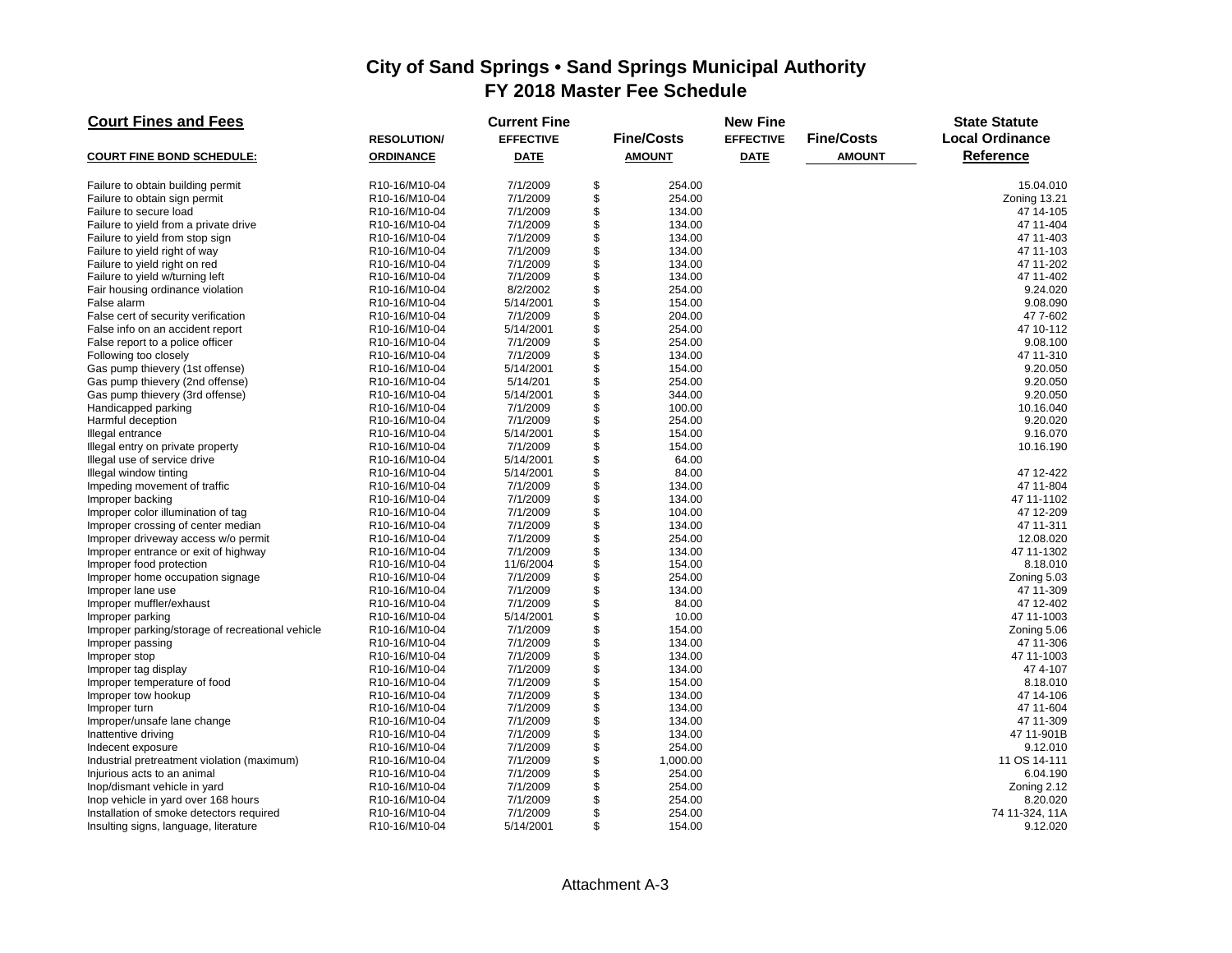# City of Sand Springs • Sand Springs Municipal Authority
## FY 2018 Master Fee Schedule

| **Court Fines and Fees** | | Current Fine | | New Fine | | State Statute |
|---|---|---|---|---|---|---|
| | RESOLUTION/ | EFFECTIVE | Fine/Costs | EFFECTIVE | Fine/Costs | Local Ordinance |
| **COURT FINE BOND SCHEDULE:** | **ORDINANCE** | **DATE** | **AMOUNT** | **DATE** | **AMOUNT** | **Reference** |
| Failure to obtain building permit | R10-16/M10-04 | 7/1/2009 | $ 254.00 | | | 15.04.010 |
| Failure to obtain sign permit | R10-16/M10-04 | 7/1/2009 | $ 254.00 | | | Zoning 13.21 |
| Failure to secure load | R10-16/M10-04 | 7/1/2009 | $ 134.00 | | | 47 14-105 |
| Failure to yield from a private drive | R10-16/M10-04 | 7/1/2009 | $ 134.00 | | | 47 11-404 |
| Failure to yield from stop sign | R10-16/M10-04 | 7/1/2009 | $ 134.00 | | | 47 11-403 |
| Failure to yield right of way | R10-16/M10-04 | 7/1/2009 | $ 134.00 | | | 47 11-103 |
| Failure to yield right on red | R10-16/M10-04 | 7/1/2009 | $ 134.00 | | | 47 11-202 |
| Failure to yield w/turning left | R10-16/M10-04 | 7/1/2009 | $ 134.00 | | | 47 11-402 |
| Fair housing ordinance violation | R10-16/M10-04 | 8/2/2002 | $ 254.00 | | | 9.24.020 |
| False alarm | R10-16/M10-04 | 5/14/2001 | $ 154.00 | | | 9.08.090 |
| False cert of security verification | R10-16/M10-04 | 7/1/2009 | $ 204.00 | | | 47 7-602 |
| False info on an accident report | R10-16/M10-04 | 5/14/2001 | $ 254.00 | | | 47 10-112 |
| False report to a police officer | R10-16/M10-04 | 7/1/2009 | $ 254.00 | | | 9.08.100 |
| Following too closely | R10-16/M10-04 | 7/1/2009 | $ 134.00 | | | 47 11-310 |
| Gas pump thievery (1st offense) | R10-16/M10-04 | 5/14/2001 | $ 154.00 | | | 9.20.050 |
| Gas pump thievery (2nd offense) | R10-16/M10-04 | 5/14/201 | $ 254.00 | | | 9.20.050 |
| Gas pump thievery (3rd offense) | R10-16/M10-04 | 5/14/2001 | $ 344.00 | | | 9.20.050 |
| Handicapped parking | R10-16/M10-04 | 7/1/2009 | $ 100.00 | | | 10.16.040 |
| Harmful deception | R10-16/M10-04 | 7/1/2009 | $ 254.00 | | | 9.20.020 |
| Illegal entrance | R10-16/M10-04 | 5/14/2001 | $ 154.00 | | | 9.16.070 |
| Illegal entry on private property | R10-16/M10-04 | 7/1/2009 | $ 154.00 | | | 10.16.190 |
| Illegal use of service drive | R10-16/M10-04 | 5/14/2001 | $ 64.00 | | | |
| Illegal window tinting | R10-16/M10-04 | 5/14/2001 | $ 84.00 | | | 47 12-422 |
| Impeding movement of traffic | R10-16/M10-04 | 7/1/2009 | $ 134.00 | | | 47 11-804 |
| Improper backing | R10-16/M10-04 | 7/1/2009 | $ 134.00 | | | 47 11-1102 |
| Improper color illumination of tag | R10-16/M10-04 | 7/1/2009 | $ 104.00 | | | 47 12-209 |
| Improper crossing of center median | R10-16/M10-04 | 7/1/2009 | $ 134.00 | | | 47 11-311 |
| Improper driveway access w/o permit | R10-16/M10-04 | 7/1/2009 | $ 254.00 | | | 12.08.020 |
| Improper entrance or exit of highway | R10-16/M10-04 | 7/1/2009 | $ 134.00 | | | 47 11-1302 |
| Improper food protection | R10-16/M10-04 | 11/6/2004 | $ 154.00 | | | 8.18.010 |
| Improper home occupation signage | R10-16/M10-04 | 7/1/2009 | $ 254.00 | | | Zoning 5.03 |
| Improper lane use | R10-16/M10-04 | 7/1/2009 | $ 134.00 | | | 47 11-309 |
| Improper muffler/exhaust | R10-16/M10-04 | 7/1/2009 | $ 84.00 | | | 47 12-402 |
| Improper parking | R10-16/M10-04 | 5/14/2001 | $ 10.00 | | | 47 11-1003 |
| Improper parking/storage of recreational vehicle | R10-16/M10-04 | 7/1/2009 | $ 154.00 | | | Zoning 5.06 |
| Improper passing | R10-16/M10-04 | 7/1/2009 | $ 134.00 | | | 47 11-306 |
| Improper stop | R10-16/M10-04 | 7/1/2009 | $ 134.00 | | | 47 11-1003 |
| Improper tag display | R10-16/M10-04 | 7/1/2009 | $ 134.00 | | | 47 4-107 |
| Improper temperature of food | R10-16/M10-04 | 7/1/2009 | $ 154.00 | | | 8.18.010 |
| Improper tow hookup | R10-16/M10-04 | 7/1/2009 | $ 134.00 | | | 47 14-106 |
| Improper turn | R10-16/M10-04 | 7/1/2009 | $ 134.00 | | | 47 11-604 |
| Improper/unsafe lane change | R10-16/M10-04 | 7/1/2009 | $ 134.00 | | | 47 11-309 |
| Inattentive driving | R10-16/M10-04 | 7/1/2009 | $ 134.00 | | | 47 11-901B |
| Indecent exposure | R10-16/M10-04 | 7/1/2009 | $ 254.00 | | | 9.12.010 |
| Industrial pretreatment violation (maximum) | R10-16/M10-04 | 7/1/2009 | $ 1,000.00 | | | 11 OS 14-111 |
| Injurious acts to an animal | R10-16/M10-04 | 7/1/2009 | $ 254.00 | | | 6.04.190 |
| Inop/dismant vehicle in yard | R10-16/M10-04 | 7/1/2009 | $ 254.00 | | | Zoning 2.12 |
| Inop vehicle in yard over 168 hours | R10-16/M10-04 | 7/1/2009 | $ 254.00 | | | 8.20.020 |
| Installation of smoke detectors required | R10-16/M10-04 | 7/1/2009 | $ 254.00 | | | 74 11-324, 11A |
| Insulting signs, language, literature | R10-16/M10-04 | 5/14/2001 | $ 154.00 | | | 9.12.020 |

Attachment A-3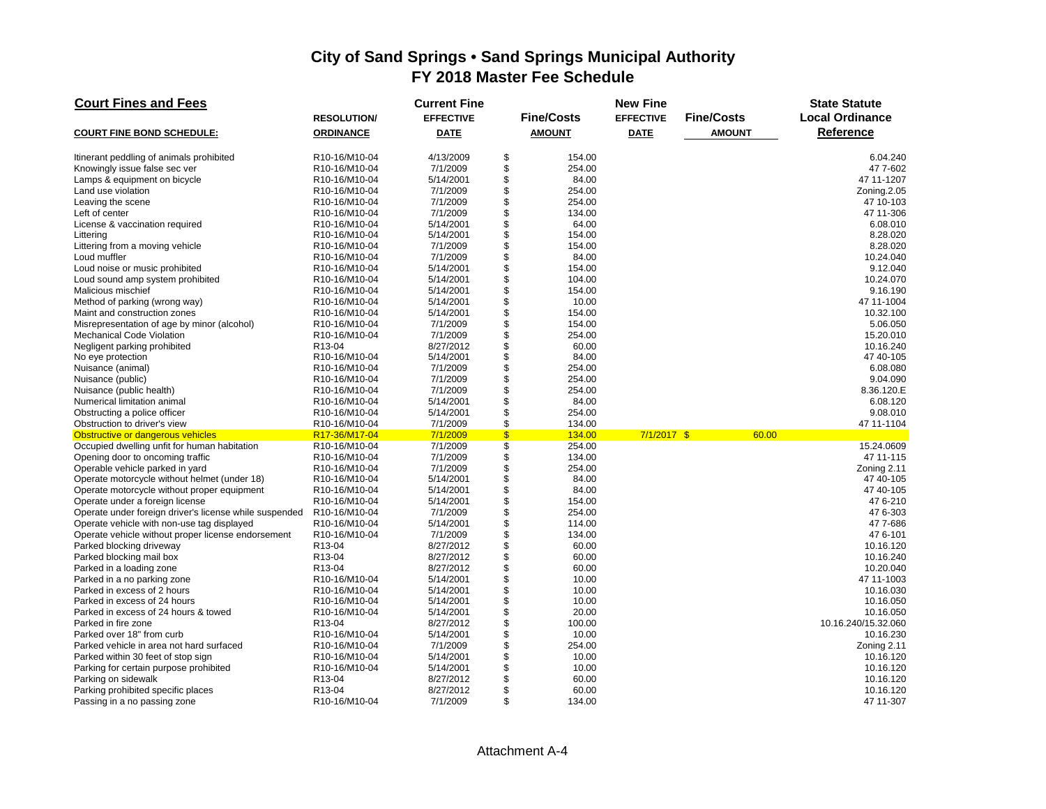# City of Sand Springs • Sand Springs Municipal Authority
## FY 2018 Master Fee Schedule

| Court Fines and Fees<br>COURT FINE BOND SCHEDULE: | RESOLUTION/ ORDINANCE | Current Fine EFFECTIVE DATE | Fine/Costs AMOUNT | New Fine EFFECTIVE DATE | Fine/Costs AMOUNT | State Statute Local Ordinance Reference |
|---|---|---|---|---|---|---|
| Itinerant peddling of animals prohibited | R10-16/M10-04 | 4/13/2009 | $ 154.00 | | | 6.04.240 |
| Knowingly issue false sec ver | R10-16/M10-04 | 7/1/2009 | $ 254.00 | | | 47 7-602 |
| Lamps & equipment on bicycle | R10-16/M10-04 | 5/14/2001 | $ 84.00 | | | 47 11-1207 |
| Land use violation | R10-16/M10-04 | 7/1/2009 | $ 254.00 | | | Zoning.2.05 |
| Leaving the scene | R10-16/M10-04 | 7/1/2009 | $ 254.00 | | | 47 10-103 |
| Left of center | R10-16/M10-04 | 7/1/2009 | $ 134.00 | | | 47 11-306 |
| License & vaccination required | R10-16/M10-04 | 5/14/2001 | $ 64.00 | | | 6.08.010 |
| Littering | R10-16/M10-04 | 5/14/2001 | $ 154.00 | | | 8.28.020 |
| Littering from a moving vehicle | R10-16/M10-04 | 7/1/2009 | $ 154.00 | | | 8.28.020 |
| Loud muffler | R10-16/M10-04 | 7/1/2009 | $ 84.00 | | | 10.24.040 |
| Loud noise or music prohibited | R10-16/M10-04 | 5/14/2001 | $ 154.00 | | | 9.12.040 |
| Loud sound amp system prohibited | R10-16/M10-04 | 5/14/2001 | $ 104.00 | | | 10.24.070 |
| Malicious mischief | R10-16/M10-04 | 5/14/2001 | $ 154.00 | | | 9.16.190 |
| Method of parking (wrong way) | R10-16/M10-04 | 5/14/2001 | $ 10.00 | | | 47 11-1004 |
| Maint and construction zones | R10-16/M10-04 | 5/14/2001 | $ 154.00 | | | 10.32.100 |
| Misrepresentation of age by minor (alcohol) | R10-16/M10-04 | 7/1/2009 | $ 154.00 | | | 5.06.050 |
| Mechanical Code Violation | R10-16/M10-04 | 7/1/2009 | $ 254.00 | | | 15.20.010 |
| Negligent parking prohibited | R13-04 | 8/27/2012 | $ 60.00 | | | 10.16.240 |
| No eye protection | R10-16/M10-04 | 5/14/2001 | $ 84.00 | | | 47 40-105 |
| Nuisance (animal) | R10-16/M10-04 | 7/1/2009 | $ 254.00 | | | 6.08.080 |
| Nuisance (public) | R10-16/M10-04 | 7/1/2009 | $ 254.00 | | | 9.04.090 |
| Nuisance (public health) | R10-16/M10-04 | 7/1/2009 | $ 254.00 | | | 8.36.120.E |
| Numerical limitation animal | R10-16/M10-04 | 5/14/2001 | $ 84.00 | | | 6.08.120 |
| Obstructing a police officer | R10-16/M10-04 | 5/14/2001 | $ 254.00 | | | 9.08.010 |
| Obstruction to driver's view | R10-16/M10-04 | 7/1/2009 | $ 134.00 | | | 47 11-1104 |
| Obstructive or dangerous vehicles | R17-36/M17-04 | 7/1/2009 | $ 134.00 | 7/1/2017 | $ 60.00 | |
| Occupied dwelling unfit for human habitation | R10-16/M10-04 | 7/1/2009 | $ 254.00 | | | 15.24.0609 |
| Opening door to oncoming traffic | R10-16/M10-04 | 7/1/2009 | $ 134.00 | | | 47 11-115 |
| Operable vehicle parked in yard | R10-16/M10-04 | 7/1/2009 | $ 254.00 | | | Zoning 2.11 |
| Operate motorcycle without helmet (under 18) | R10-16/M10-04 | 5/14/2001 | $ 84.00 | | | 47 40-105 |
| Operate motorcycle without proper equipment | R10-16/M10-04 | 5/14/2001 | $ 84.00 | | | 47 40-105 |
| Operate under a foreign license | R10-16/M10-04 | 5/14/2001 | $ 154.00 | | | 47 6-210 |
| Operate under foreign driver's license while suspended | R10-16/M10-04 | 7/1/2009 | $ 254.00 | | | 47 6-303 |
| Operate vehicle with non-use tag displayed | R10-16/M10-04 | 5/14/2001 | $ 114.00 | | | 47 7-686 |
| Operate vehicle without proper license endorsement | R10-16/M10-04 | 7/1/2009 | $ 134.00 | | | 47 6-101 |
| Parked blocking driveway | R13-04 | 8/27/2012 | $ 60.00 | | | 10.16.120 |
| Parked blocking mail box | R13-04 | 8/27/2012 | $ 60.00 | | | 10.16.240 |
| Parked in a loading zone | R13-04 | 8/27/2012 | $ 60.00 | | | 10.20.040 |
| Parked in a no parking zone | R10-16/M10-04 | 5/14/2001 | $ 10.00 | | | 47 11-1003 |
| Parked in excess of 2 hours | R10-16/M10-04 | 5/14/2001 | $ 10.00 | | | 10.16.030 |
| Parked in excess of 24 hours | R10-16/M10-04 | 5/14/2001 | $ 10.00 | | | 10.16.050 |
| Parked in excess of 24 hours & towed | R10-16/M10-04 | 5/14/2001 | $ 20.00 | | | 10.16.050 |
| Parked in fire zone | R13-04 | 8/27/2012 | $ 100.00 | | | 10.16.240/15.32.060 |
| Parked over 18" from curb | R10-16/M10-04 | 5/14/2001 | $ 10.00 | | | 10.16.230 |
| Parked vehicle in area not hard surfaced | R10-16/M10-04 | 7/1/2009 | $ 254.00 | | | Zoning 2.11 |
| Parked within 30 feet of stop sign | R10-16/M10-04 | 5/14/2001 | $ 10.00 | | | 10.16.120 |
| Parking for certain purpose prohibited | R10-16/M10-04 | 5/14/2001 | $ 10.00 | | | 10.16.120 |
| Parking on sidewalk | R13-04 | 8/27/2012 | $ 60.00 | | | 10.16.120 |
| Parking prohibited specific places | R13-04 | 8/27/2012 | $ 60.00 | | | 10.16.120 |
| Passing in a no passing zone | R10-16/M10-04 | 7/1/2009 | $ 134.00 | | | 47 11-307 |

Attachment A-4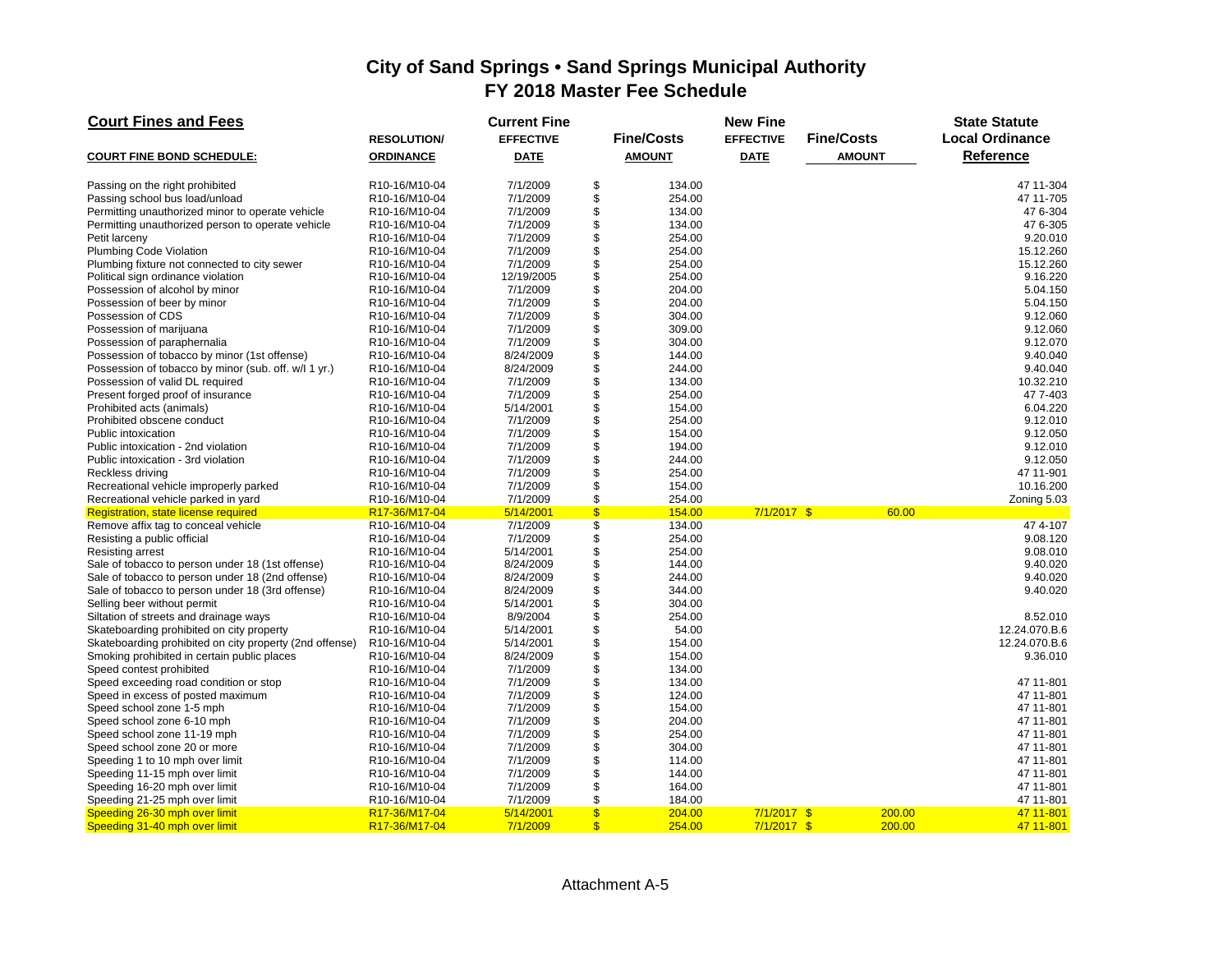# City of Sand Springs • Sand Springs Municipal Authority
## FY 2018 Master Fee Schedule

| **Court Fines and Fees** | | **Current Fine** | | **New Fine** | | **State Statute** |
|---|---|---|---|---|---|---|
| | **RESOLUTION/** | **EFFECTIVE** | **Fine/Costs** | **EFFECTIVE** | **Fine/Costs** | **Local Ordinance** |
| **COURT FINE BOND SCHEDULE:** | **ORDINANCE** | **DATE** | **AMOUNT** | **DATE** | **AMOUNT** | **Reference** |
| Passing on the right prohibited | R10-16/M10-04 | 7/1/2009 | $ 134.00 | | | 47 11-304 |
| Passing school bus load/unload | R10-16/M10-04 | 7/1/2009 | $ 254.00 | | | 47 11-705 |
| Permitting unauthorized minor to operate vehicle | R10-16/M10-04 | 7/1/2009 | $ 134.00 | | | 47 6-304 |
| Permitting unauthorized person to operate vehicle | R10-16/M10-04 | 7/1/2009 | $ 134.00 | | | 47 6-305 |
| Petit larceny | R10-16/M10-04 | 7/1/2009 | $ 254.00 | | | 9.20.010 |
| Plumbing Code Violation | R10-16/M10-04 | 7/1/2009 | $ 254.00 | | | 15.12.260 |
| Plumbing fixture not connected to city sewer | R10-16/M10-04 | 7/1/2009 | $ 254.00 | | | 15.12.260 |
| Political sign ordinance violation | R10-16/M10-04 | 12/19/2005 | $ 254.00 | | | 9.16.220 |
| Possession of alcohol by minor | R10-16/M10-04 | 7/1/2009 | $ 204.00 | | | 5.04.150 |
| Possession of beer by minor | R10-16/M10-04 | 7/1/2009 | $ 204.00 | | | 5.04.150 |
| Possession of CDS | R10-16/M10-04 | 7/1/2009 | $ 304.00 | | | 9.12.060 |
| Possession of marijuana | R10-16/M10-04 | 7/1/2009 | $ 309.00 | | | 9.12.060 |
| Possession of paraphernalia | R10-16/M10-04 | 7/1/2009 | $ 304.00 | | | 9.12.070 |
| Possession of tobacco by minor (1st offense) | R10-16/M10-04 | 8/24/2009 | $ 144.00 | | | 9.40.040 |
| Possession of tobacco by minor (sub. off. w/I 1 yr.) | R10-16/M10-04 | 8/24/2009 | $ 244.00 | | | 9.40.040 |
| Possession of valid DL required | R10-16/M10-04 | 7/1/2009 | $ 134.00 | | | 10.32.210 |
| Present forged proof of insurance | R10-16/M10-04 | 7/1/2009 | $ 254.00 | | | 47 7-403 |
| Prohibited acts (animals) | R10-16/M10-04 | 5/14/2001 | $ 154.00 | | | 6.04.220 |
| Prohibited obscene conduct | R10-16/M10-04 | 7/1/2009 | $ 254.00 | | | 9.12.010 |
| Public intoxication | R10-16/M10-04 | 7/1/2009 | $ 154.00 | | | 9.12.050 |
| Public intoxication - 2nd violation | R10-16/M10-04 | 7/1/2009 | $ 194.00 | | | 9.12.010 |
| Public intoxication - 3rd violation | R10-16/M10-04 | 7/1/2009 | $ 244.00 | | | 9.12.050 |
| Reckless driving | R10-16/M10-04 | 7/1/2009 | $ 254.00 | | | 47 11-901 |
| Recreational vehicle improperly parked | R10-16/M10-04 | 7/1/2009 | $ 154.00 | | | 10.16.200 |
| Recreational vehicle parked in yard | R10-16/M10-04 | 7/1/2009 | $ 254.00 | | | Zoning 5.03 |
| Registration, state license required | R17-36/M17-04 | 5/14/2001 | $ 154.00 | 7/1/2017 | $ 60.00 | |
| Remove affix tag to conceal vehicle | R10-16/M10-04 | 7/1/2009 | $ 134.00 | | | 47 4-107 |
| Resisting a public official | R10-16/M10-04 | 7/1/2009 | $ 254.00 | | | 9.08.120 |
| Resisting arrest | R10-16/M10-04 | 5/14/2001 | $ 254.00 | | | 9.08.010 |
| Sale of tobacco to person under 18 (1st offense) | R10-16/M10-04 | 8/24/2009 | $ 144.00 | | | 9.40.020 |
| Sale of tobacco to person under 18 (2nd offense) | R10-16/M10-04 | 8/24/2009 | $ 244.00 | | | 9.40.020 |
| Sale of tobacco to person under 18 (3rd offense) | R10-16/M10-04 | 8/24/2009 | $ 344.00 | | | 9.40.020 |
| Selling beer without permit | R10-16/M10-04 | 5/14/2001 | $ 304.00 | | | |
| Siltation of streets and drainage ways | R10-16/M10-04 | 8/9/2004 | $ 254.00 | | | 8.52.010 |
| Skateboarding prohibited on city property | R10-16/M10-04 | 5/14/2001 | $ 54.00 | | | 12.24.070.B.6 |
| Skateboarding prohibited on city property (2nd offense) | R10-16/M10-04 | 5/14/2001 | $ 154.00 | | | 12.24.070.B.6 |
| Smoking prohibited in certain public places | R10-16/M10-04 | 8/24/2009 | $ 154.00 | | | 9.36.010 |
| Speed contest prohibited | R10-16/M10-04 | 7/1/2009 | $ 134.00 | | | |
| Speed exceeding road condition or stop | R10-16/M10-04 | 7/1/2009 | $ 134.00 | | | 47 11-801 |
| Speed in excess of posted maximum | R10-16/M10-04 | 7/1/2009 | $ 124.00 | | | 47 11-801 |
| Speed school zone 1-5 mph | R10-16/M10-04 | 7/1/2009 | $ 154.00 | | | 47 11-801 |
| Speed school zone 6-10 mph | R10-16/M10-04 | 7/1/2009 | $ 204.00 | | | 47 11-801 |
| Speed school zone 11-19 mph | R10-16/M10-04 | 7/1/2009 | $ 254.00 | | | 47 11-801 |
| Speed school zone 20 or more | R10-16/M10-04 | 7/1/2009 | $ 304.00 | | | 47 11-801 |
| Speeding 1 to 10 mph over limit | R10-16/M10-04 | 7/1/2009 | $ 114.00 | | | 47 11-801 |
| Speeding 11-15 mph over limit | R10-16/M10-04 | 7/1/2009 | $ 144.00 | | | 47 11-801 |
| Speeding 16-20 mph over limit | R10-16/M10-04 | 7/1/2009 | $ 164.00 | | | 47 11-801 |
| Speeding 21-25 mph over limit | R10-16/M10-04 | 7/1/2009 | $ 184.00 | | | 47 11-801 |
| Speeding 26-30 mph over limit | R17-36/M17-04 | 5/14/2001 | $ 204.00 | 7/1/2017 | $ 200.00 | 47 11-801 |
| Speeding 31-40 mph over limit | R17-36/M17-04 | 7/1/2009 | $ 254.00 | 7/1/2017 | $ 200.00 | 47 11-801 |

Attachment A-5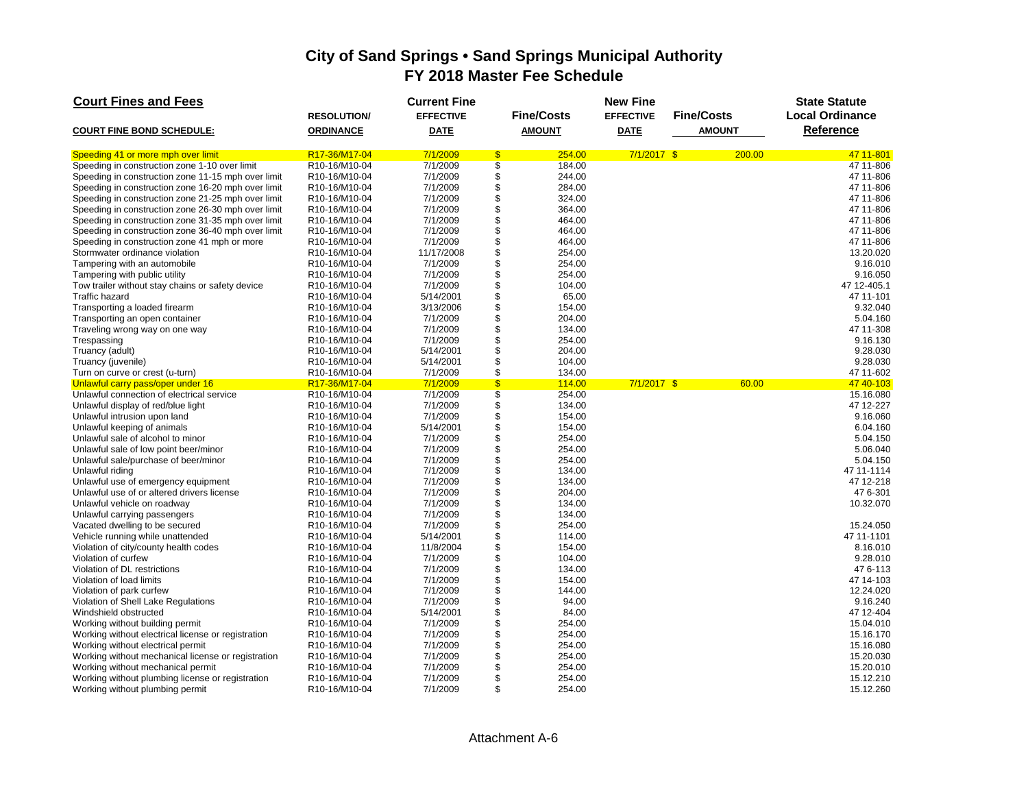# City of Sand Springs • Sand Springs Municipal Authority
## FY 2018 Master Fee Schedule

| Court Fines and Fees | | Current Fine | | New Fine | | State Statute |
|---|---|---|---|---|---|---|
| | RESOLUTION/ | EFFECTIVE | Fine/Costs | EFFECTIVE | Fine/Costs | Local Ordinance |
| **COURT FINE BOND SCHEDULE:** | **ORDINANCE** | **DATE** | **AMOUNT** | **DATE** | **AMOUNT** | **Reference** |
| Speeding 41 or more mph over limit | R17-36/M17-04 | 7/1/2009 | $ 254.00 | 7/1/2017 | $ 200.00 | 47 11-801 |
| Speeding in construction zone 1-10 over limit | R10-16/M10-04 | 7/1/2009 | $ 184.00 | | | 47 11-806 |
| Speeding in construction zone 11-15 mph over limit | R10-16/M10-04 | 7/1/2009 | $ 244.00 | | | 47 11-806 |
| Speeding in construction zone 16-20 mph over limit | R10-16/M10-04 | 7/1/2009 | $ 284.00 | | | 47 11-806 |
| Speeding in construction zone 21-25 mph over limit | R10-16/M10-04 | 7/1/2009 | $ 324.00 | | | 47 11-806 |
| Speeding in construction zone 26-30 mph over limit | R10-16/M10-04 | 7/1/2009 | $ 364.00 | | | 47 11-806 |
| Speeding in construction zone 31-35 mph over limit | R10-16/M10-04 | 7/1/2009 | $ 464.00 | | | 47 11-806 |
| Speeding in construction zone 36-40 mph over limit | R10-16/M10-04 | 7/1/2009 | $ 464.00 | | | 47 11-806 |
| Speeding in construction zone 41 mph or more | R10-16/M10-04 | 7/1/2009 | $ 464.00 | | | 47 11-806 |
| Stormwater ordinance violation | R10-16/M10-04 | 11/17/2008 | $ 254.00 | | | 13.20.020 |
| Tampering with an automobile | R10-16/M10-04 | 7/1/2009 | $ 254.00 | | | 9.16.010 |
| Tampering with public utility | R10-16/M10-04 | 7/1/2009 | $ 254.00 | | | 9.16.050 |
| Tow trailer without stay chains or safety device | R10-16/M10-04 | 7/1/2009 | $ 104.00 | | | 47 12-405.1 |
| Traffic hazard | R10-16/M10-04 | 5/14/2001 | $ 65.00 | | | 47 11-101 |
| Transporting a loaded firearm | R10-16/M10-04 | 3/13/2006 | $ 154.00 | | | 9.32.040 |
| Transporting an open container | R10-16/M10-04 | 7/1/2009 | $ 204.00 | | | 5.04.160 |
| Traveling wrong way on one way | R10-16/M10-04 | 7/1/2009 | $ 134.00 | | | 47 11-308 |
| Trespassing | R10-16/M10-04 | 7/1/2009 | $ 254.00 | | | 9.16.130 |
| Truancy (adult) | R10-16/M10-04 | 5/14/2001 | $ 204.00 | | | 9.28.030 |
| Truancy (juvenile) | R10-16/M10-04 | 5/14/2001 | $ 104.00 | | | 9.28.030 |
| Turn on curve or crest (u-turn) | R10-16/M10-04 | 7/1/2009 | $ 134.00 | | | 47 11-602 |
| Unlawful carry pass/oper under 16 | R17-36/M17-04 | 7/1/2009 | $ 114.00 | 7/1/2017 | $ 60.00 | 47 40-103 |
| Unlawful connection of electrical service | R10-16/M10-04 | 7/1/2009 | $ 254.00 | | | 15.16.080 |
| Unlawful display of red/blue light | R10-16/M10-04 | 7/1/2009 | $ 134.00 | | | 47 12-227 |
| Unlawful intrusion upon land | R10-16/M10-04 | 7/1/2009 | $ 154.00 | | | 9.16.060 |
| Unlawful keeping of animals | R10-16/M10-04 | 5/14/2001 | $ 154.00 | | | 6.04.160 |
| Unlawful sale of alcohol to minor | R10-16/M10-04 | 7/1/2009 | $ 254.00 | | | 5.04.150 |
| Unlawful sale of low point beer/minor | R10-16/M10-04 | 7/1/2009 | $ 254.00 | | | 5.06.040 |
| Unlawful sale/purchase of beer/minor | R10-16/M10-04 | 7/1/2009 | $ 254.00 | | | 5.04.150 |
| Unlawful riding | R10-16/M10-04 | 7/1/2009 | $ 134.00 | | | 47 11-1114 |
| Unlawful use of emergency equipment | R10-16/M10-04 | 7/1/2009 | $ 134.00 | | | 47 12-218 |
| Unlawful use of or altered drivers license | R10-16/M10-04 | 7/1/2009 | $ 204.00 | | | 47 6-301 |
| Unlawful vehicle on roadway | R10-16/M10-04 | 7/1/2009 | $ 134.00 | | | 10.32.070 |
| Unlawful carrying passengers | R10-16/M10-04 | 7/1/2009 | $ 134.00 | | | |
| Vacated dwelling to be secured | R10-16/M10-04 | 7/1/2009 | $ 254.00 | | | 15.24.050 |
| Vehicle running while unattended | R10-16/M10-04 | 5/14/2001 | $ 114.00 | | | 47 11-1101 |
| Violation of city/county health codes | R10-16/M10-04 | 11/8/2004 | $ 154.00 | | | 8.16.010 |
| Violation of curfew | R10-16/M10-04 | 7/1/2009 | $ 104.00 | | | 9.28.010 |
| Violation of DL restrictions | R10-16/M10-04 | 7/1/2009 | $ 134.00 | | | 47 6-113 |
| Violation of load limits | R10-16/M10-04 | 7/1/2009 | $ 154.00 | | | 47 14-103 |
| Violation of park curfew | R10-16/M10-04 | 7/1/2009 | $ 144.00 | | | 12.24.020 |
| Violation of Shell Lake Regulations | R10-16/M10-04 | 7/1/2009 | $ 94.00 | | | 9.16.240 |
| Windshield obstructed | R10-16/M10-04 | 5/14/2001 | $ 84.00 | | | 47 12-404 |
| Working without building permit | R10-16/M10-04 | 7/1/2009 | $ 254.00 | | | 15.04.010 |
| Working without electrical license or registration | R10-16/M10-04 | 7/1/2009 | $ 254.00 | | | 15.16.170 |
| Working without electrical permit | R10-16/M10-04 | 7/1/2009 | $ 254.00 | | | 15.16.080 |
| Working without mechanical license or registration | R10-16/M10-04 | 7/1/2009 | $ 254.00 | | | 15.20.030 |
| Working without mechanical permit | R10-16/M10-04 | 7/1/2009 | $ 254.00 | | | 15.20.010 |
| Working without plumbing license or registration | R10-16/M10-04 | 7/1/2009 | $ 254.00 | | | 15.12.210 |
| Working without plumbing permit | R10-16/M10-04 | 7/1/2009 | $ 254.00 | | | 15.12.260 |

Attachment A-6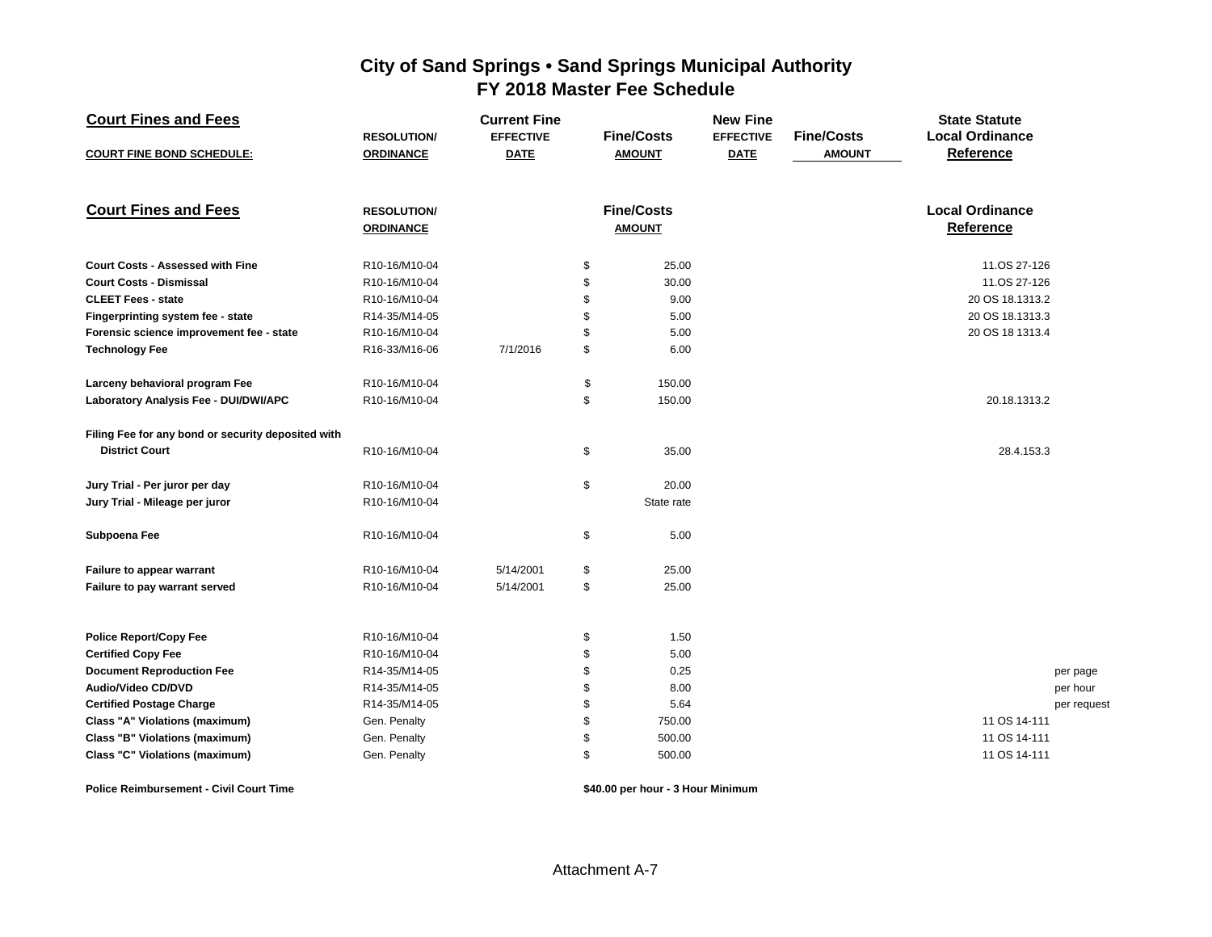# City of Sand Springs • Sand Springs Municipal Authority
## FY 2018 Master Fee Schedule

| Court Fines and Fees | RESOLUTION/ | Current Fine EFFECTIVE | Fine/Costs | New Fine EFFECTIVE | Fine/Costs | State Statute Local Ordinance | |
|---|---|---|---|---|---|---|---|
| COURT FINE BOND SCHEDULE: | ORDINANCE | DATE | AMOUNT | DATE | AMOUNT | Reference | |

| Court Fines and Fees | RESOLUTION/ ORDINANCE | | Fine/Costs AMOUNT | Local Ordinance Reference | |
|---|---|---|---|---|---|
| Court Costs - Assessed with Fine | R10-16/M10-04 | | $ 25.00 | 11.OS 27-126 | |
| Court Costs - Dismissal | R10-16/M10-04 | | $ 30.00 | 11.OS 27-126 | |
| CLEET Fees - state | R10-16/M10-04 | | $ 9.00 | 20 OS 18.1313.2 | |
| Fingerprinting system fee - state | R14-35/M14-05 | | $ 5.00 | 20 OS 18.1313.3 | |
| Forensic science improvement fee - state | R10-16/M10-04 | | $ 5.00 | 20 OS 18 1313.4 | |
| Technology Fee | R16-33/M16-06 | 7/1/2016 | $ 6.00 | | |
| Larceny behavioral program Fee | R10-16/M10-04 | | $ 150.00 | | |
| Laboratory Analysis Fee - DUI/DWI/APC | R10-16/M10-04 | | $ 150.00 | 20.18.1313.2 | |
| Filing Fee for any bond or security deposited with District Court | R10-16/M10-04 | | $ 35.00 | 28.4.153.3 | |
| Jury Trial - Per juror per day | R10-16/M10-04 | | $ 20.00 | | |
| Jury Trial - Mileage per juror | R10-16/M10-04 | | State rate | | |
| Subpoena Fee | R10-16/M10-04 | | $ 5.00 | | |
| Failure to appear warrant | R10-16/M10-04 | 5/14/2001 | $ 25.00 | | |
| Failure to pay warrant served | R10-16/M10-04 | 5/14/2001 | $ 25.00 | | |
| Police Report/Copy Fee | R10-16/M10-04 | | $ 1.50 | | |
| Certified Copy Fee | R10-16/M10-04 | | $ 5.00 | | |
| Document Reproduction Fee | R14-35/M14-05 | | $ 0.25 | | per page |
| Audio/Video CD/DVD | R14-35/M14-05 | | $ 8.00 | | per hour |
| Certified Postage Charge | R14-35/M14-05 | | $ 5.64 | | per request |
| Class "A" Violations (maximum) | Gen. Penalty | | $ 750.00 | 11 OS 14-111 | |
| Class "B" Violations (maximum) | Gen. Penalty | | $ 500.00 | 11 OS 14-111 | |
| Class "C" Violations (maximum) | Gen. Penalty | | $ 500.00 | 11 OS 14-111 | |
| Police Reimbursement - Civil Court Time | | | $40.00 per hour - 3 Hour Minimum | | |

Attachment A-7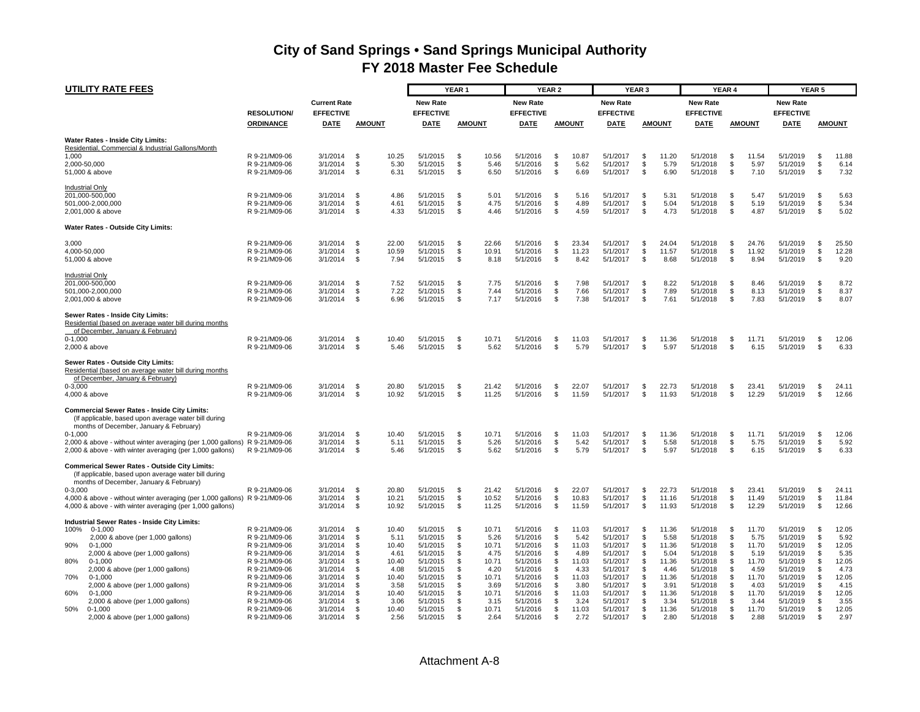# City of Sand Springs • Sand Springs Municipal Authority
## FY 2018 Master Fee Schedule

**UTILITY RATE FEES**

| | | | | YEAR 1 | | YEAR 2 | | YEAR 3 | | YEAR 4 | | YEAR 5 | |
|---|---|---|---|---|---|---|---|---|---|---|---|---|---|
| | RESOLUTION/ ORDINANCE | Current Rate EFFECTIVE DATE | AMOUNT | New Rate EFFECTIVE DATE | AMOUNT | New Rate EFFECTIVE DATE | AMOUNT | New Rate EFFECTIVE DATE | AMOUNT | New Rate EFFECTIVE DATE | AMOUNT | New Rate EFFECTIVE DATE | AMOUNT |
| **Water Rates - Inside City Limits:** | | | | | | | | | | | | | |
| Residential, Commercial & Industrial Gallons/Month | | | | | | | | | | | | | |
| 1,000 | R 9-21/M09-06 | 3/1/2014 | $ 10.25 | 5/1/2015 | $ 10.56 | 5/1/2016 | $ 10.87 | 5/1/2017 | $ 11.20 | 5/1/2018 | $ 11.54 | 5/1/2019 | $ 11.88 |
| 2,000-50,000 | R 9-21/M09-06 | 3/1/2014 | $ 5.30 | 5/1/2015 | $ 5.46 | 5/1/2016 | $ 5.62 | 5/1/2017 | $ 5.79 | 5/1/2018 | $ 5.97 | 5/1/2019 | $ 6.14 |
| 51,000 & above | R 9-21/M09-06 | 3/1/2014 | $ 6.31 | 5/1/2015 | $ 6.50 | 5/1/2016 | $ 6.69 | 5/1/2017 | $ 6.90 | 5/1/2018 | $ 7.10 | 5/1/2019 | $ 7.32 |
| Industrial Only | | | | | | | | | | | | | |
| 201,000-500,000 | R 9-21/M09-06 | 3/1/2014 | $ 4.86 | 5/1/2015 | $ 5.01 | 5/1/2016 | $ 5.16 | 5/1/2017 | $ 5.31 | 5/1/2018 | $ 5.47 | 5/1/2019 | $ 5.63 |
| 501,000-2,000,000 | R 9-21/M09-06 | 3/1/2014 | $ 4.61 | 5/1/2015 | $ 4.75 | 5/1/2016 | $ 4.89 | 5/1/2017 | $ 5.04 | 5/1/2018 | $ 5.19 | 5/1/2019 | $ 5.34 |
| 2,001,000 & above | R 9-21/M09-06 | 3/1/2014 | $ 4.33 | 5/1/2015 | $ 4.46 | 5/1/2016 | $ 4.59 | 5/1/2017 | $ 4.73 | 5/1/2018 | $ 4.87 | 5/1/2019 | $ 5.02 |
| **Water Rates - Outside City Limits:** | | | | | | | | | | | | | |
| 3,000 | R 9-21/M09-06 | 3/1/2014 | $ 22.00 | 5/1/2015 | $ 22.66 | 5/1/2016 | $ 23.34 | 5/1/2017 | $ 24.04 | 5/1/2018 | $ 24.76 | 5/1/2019 | $ 25.50 |
| 4,000-50,000 | R 9-21/M09-06 | 3/1/2014 | $ 10.59 | 5/1/2015 | $ 10.91 | 5/1/2016 | $ 11.23 | 5/1/2017 | $ 11.57 | 5/1/2018 | $ 11.92 | 5/1/2019 | $ 12.28 |
| 51,000 & above | R 9-21/M09-06 | 3/1/2014 | $ 7.94 | 5/1/2015 | $ 8.18 | 5/1/2016 | $ 8.42 | 5/1/2017 | $ 8.68 | 5/1/2018 | $ 8.94 | 5/1/2019 | $ 9.20 |
| Industrial Only | | | | | | | | | | | | | |
| 201,000-500,000 | R 9-21/M09-06 | 3/1/2014 | $ 7.52 | 5/1/2015 | $ 7.75 | 5/1/2016 | $ 7.98 | 5/1/2017 | $ 8.22 | 5/1/2018 | $ 8.46 | 5/1/2019 | $ 8.72 |
| 501,000-2,000,000 | R 9-21/M09-06 | 3/1/2014 | $ 7.22 | 5/1/2015 | $ 7.44 | 5/1/2016 | $ 7.66 | 5/1/2017 | $ 7.89 | 5/1/2018 | $ 8.13 | 5/1/2019 | $ 8.37 |
| 2,001,000 & above | R 9-21/M09-06 | 3/1/2014 | $ 6.96 | 5/1/2015 | $ 7.17 | 5/1/2016 | $ 7.38 | 5/1/2017 | $ 7.61 | 5/1/2018 | $ 7.83 | 5/1/2019 | $ 8.07 |
| **Sewer Rates - Inside City Limits:** | | | | | | | | | | | | | |
| Residential (based on average water bill during months of December, January & February) | | | | | | | | | | | | | |
| 0-1,000 | R 9-21/M09-06 | 3/1/2014 | $ 10.40 | 5/1/2015 | $ 10.71 | 5/1/2016 | $ 11.03 | 5/1/2017 | $ 11.36 | 5/1/2018 | $ 11.71 | 5/1/2019 | $ 12.06 |
| 2,000 & above | R 9-21/M09-06 | 3/1/2014 | $ 5.46 | 5/1/2015 | $ 5.62 | 5/1/2016 | $ 5.79 | 5/1/2017 | $ 5.97 | 5/1/2018 | $ 6.15 | 5/1/2019 | $ 6.33 |
| **Sewer Rates - Outside City Limits:** | | | | | | | | | | | | | |
| Residential (based on average water bill during months of December, January & February) | | | | | | | | | | | | | |
| 0-3,000 | R 9-21/M09-06 | 3/1/2014 | $ 20.80 | 5/1/2015 | $ 21.42 | 5/1/2016 | $ 22.07 | 5/1/2017 | $ 22.73 | 5/1/2018 | $ 23.41 | 5/1/2019 | $ 24.11 |
| 4,000 & above | R 9-21/M09-06 | 3/1/2014 | $ 10.92 | 5/1/2015 | $ 11.25 | 5/1/2016 | $ 11.59 | 5/1/2017 | $ 11.93 | 5/1/2018 | $ 12.29 | 5/1/2019 | $ 12.66 |
| **Commercial Sewer Rates - Inside City Limits:** (If applicable, based upon average water bill during months of December, January & February) | | | | | | | | | | | | | |
| 0-1,000 | R 9-21/M09-06 | 3/1/2014 | $ 10.40 | 5/1/2015 | $ 10.71 | 5/1/2016 | $ 11.03 | 5/1/2017 | $ 11.36 | 5/1/2018 | $ 11.71 | 5/1/2019 | $ 12.06 |
| 2,000 & above - without winter averaging (per 1,000 gallons) | R 9-21/M09-06 | 3/1/2014 | $ 5.11 | 5/1/2015 | $ 5.26 | 5/1/2016 | $ 5.42 | 5/1/2017 | $ 5.58 | 5/1/2018 | $ 5.75 | 5/1/2019 | $ 5.92 |
| 2,000 & above - with winter averaging (per 1,000 gallons) | R 9-21/M09-06 | 3/1/2014 | $ 5.46 | 5/1/2015 | $ 5.62 | 5/1/2016 | $ 5.79 | 5/1/2017 | $ 5.97 | 5/1/2018 | $ 6.15 | 5/1/2019 | $ 6.33 |
| **Commerical Sewer Rates - Outside City Limits:** (If applicable, based upon average water bill during months of December, January & February) | | | | | | | | | | | | | |
| 0-3,000 | R 9-21/M09-06 | 3/1/2014 | $ 20.80 | 5/1/2015 | $ 21.42 | 5/1/2016 | $ 22.07 | 5/1/2017 | $ 22.73 | 5/1/2018 | $ 23.41 | 5/1/2019 | $ 24.11 |
| 4,000 & above - without winter averaging (per 1,000 gallons) | R 9-21/M09-06 | 3/1/2014 | $ 10.21 | 5/1/2015 | $ 10.52 | 5/1/2016 | $ 10.83 | 5/1/2017 | $ 11.16 | 5/1/2018 | $ 11.49 | 5/1/2019 | $ 11.84 |
| 4,000 & above - with winter averaging (per 1,000 gallons) | | 3/1/2014 | $ 10.92 | 5/1/2015 | $ 11.25 | 5/1/2016 | $ 11.59 | 5/1/2017 | $ 11.93 | 5/1/2018 | $ 12.29 | 5/1/2019 | $ 12.66 |
| **Industrial Sewer Rates - Inside City Limits:** | | | | | | | | | | | | | |
| 100% 0-1,000 | R 9-21/M09-06 | 3/1/2014 | $ 10.40 | 5/1/2015 | $ 10.71 | 5/1/2016 | $ 11.03 | 5/1/2017 | $ 11.36 | 5/1/2018 | $ 11.70 | 5/1/2019 | $ 12.05 |
| 2,000 & above (per 1,000 gallons) | R 9-21/M09-06 | 3/1/2014 | $ 5.11 | 5/1/2015 | $ 5.26 | 5/1/2016 | $ 5.42 | 5/1/2017 | $ 5.58 | 5/1/2018 | $ 5.75 | 5/1/2019 | $ 5.92 |
| 90% 0-1,000 | R 9-21/M09-06 | 3/1/2014 | $ 10.40 | 5/1/2015 | $ 10.71 | 5/1/2016 | $ 11.03 | 5/1/2017 | $ 11.36 | 5/1/2018 | $ 11.70 | 5/1/2019 | $ 12.05 |
| 2,000 & above (per 1,000 gallons) | R 9-21/M09-06 | 3/1/2014 | $ 4.61 | 5/1/2015 | $ 4.75 | 5/1/2016 | $ 4.89 | 5/1/2017 | $ 5.04 | 5/1/2018 | $ 5.19 | 5/1/2019 | $ 5.35 |
| 80% 0-1,000 | R 9-21/M09-06 | 3/1/2014 | $ 10.40 | 5/1/2015 | $ 10.71 | 5/1/2016 | $ 11.03 | 5/1/2017 | $ 11.36 | 5/1/2018 | $ 11.70 | 5/1/2019 | $ 12.05 |
| 2,000 & above (per 1,000 gallons) | R 9-21/M09-06 | 3/1/2014 | $ 4.08 | 5/1/2015 | $ 4.20 | 5/1/2016 | $ 4.33 | 5/1/2017 | $ 4.46 | 5/1/2018 | $ 4.59 | 5/1/2019 | $ 4.73 |
| 70% 0-1,000 | R 9-21/M09-06 | 3/1/2014 | $ 10.40 | 5/1/2015 | $ 10.71 | 5/1/2016 | $ 11.03 | 5/1/2017 | $ 11.36 | 5/1/2018 | $ 11.70 | 5/1/2019 | $ 12.05 |
| 2,000 & above (per 1,000 gallons) | R 9-21/M09-06 | 3/1/2014 | $ 3.58 | 5/1/2015 | $ 3.69 | 5/1/2016 | $ 3.80 | 5/1/2017 | $ 3.91 | 5/1/2018 | $ 4.03 | 5/1/2019 | $ 4.15 |
| 60% 0-1,000 | R 9-21/M09-06 | 3/1/2014 | $ 10.40 | 5/1/2015 | $ 10.71 | 5/1/2016 | $ 11.03 | 5/1/2017 | $ 11.36 | 5/1/2018 | $ 11.70 | 5/1/2019 | $ 12.05 |
| 2,000 & above (per 1,000 gallons) | R 9-21/M09-06 | 3/1/2014 | $ 3.06 | 5/1/2015 | $ 3.15 | 5/1/2016 | $ 3.24 | 5/1/2017 | $ 3.34 | 5/1/2018 | $ 3.44 | 5/1/2019 | $ 3.55 |
| 50% 0-1,000 | R 9-21/M09-06 | 3/1/2014 | $ 10.40 | 5/1/2015 | $ 10.71 | 5/1/2016 | $ 11.03 | 5/1/2017 | $ 11.36 | 5/1/2018 | $ 11.70 | 5/1/2019 | $ 12.05 |
| 2,000 & above (per 1,000 gallons) | R 9-21/M09-06 | 3/1/2014 | $ 2.56 | 5/1/2015 | $ 2.64 | 5/1/2016 | $ 2.72 | 5/1/2017 | $ 2.80 | 5/1/2018 | $ 2.88 | 5/1/2019 | $ 2.97 |

Attachment A-8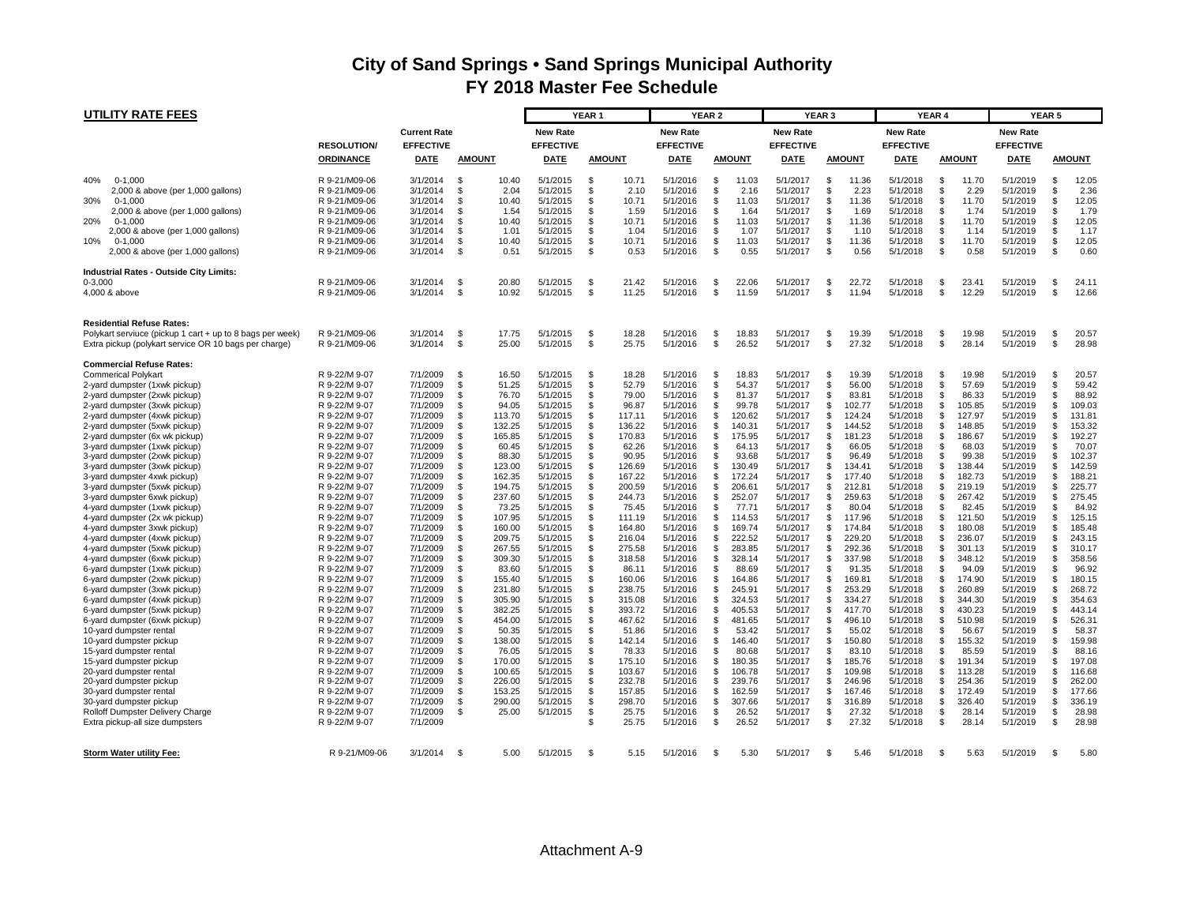# City of Sand Springs • Sand Springs Municipal Authority
## FY 2018 Master Fee Schedule

| UTILITY RATE FEES | RESOLUTION/ ORDINANCE | Current Rate EFFECTIVE DATE | AMOUNT | YEAR 1 New Rate EFFECTIVE DATE | YEAR 1 AMOUNT | YEAR 2 New Rate EFFECTIVE DATE | YEAR 2 AMOUNT | YEAR 3 New Rate EFFECTIVE DATE | YEAR 3 AMOUNT | YEAR 4 New Rate EFFECTIVE DATE | YEAR 4 AMOUNT | YEAR 5 New Rate EFFECTIVE DATE | YEAR 5 AMOUNT |
|---|---|---|---|---|---|---|---|---|---|---|---|---|---|
| 40% 0-1,000 | R 9-21/M09-06 | 3/1/2014 | $ 10.40 | 5/1/2015 | $ 10.71 | 5/1/2016 | $ 11.03 | 5/1/2017 | $ 11.36 | 5/1/2018 | $ 11.70 | 5/1/2019 | $ 12.05 |
| 2,000 & above (per 1,000 gallons) | R 9-21/M09-06 | 3/1/2014 | $ 2.04 | 5/1/2015 | $ 2.10 | 5/1/2016 | $ 2.16 | 5/1/2017 | $ 2.23 | 5/1/2018 | $ 2.29 | 5/1/2019 | $ 2.36 |
| 30% 0-1,000 | R 9-21/M09-06 | 3/1/2014 | $ 10.40 | 5/1/2015 | $ 10.71 | 5/1/2016 | $ 11.03 | 5/1/2017 | $ 11.36 | 5/1/2018 | $ 11.70 | 5/1/2019 | $ 12.05 |
| 2,000 & above (per 1,000 gallons) | R 9-21/M09-06 | 3/1/2014 | $ 1.54 | 5/1/2015 | $ 1.59 | 5/1/2016 | $ 1.64 | 5/1/2017 | $ 1.69 | 5/1/2018 | $ 1.74 | 5/1/2019 | $ 1.79 |
| 20% 0-1,000 | R 9-21/M09-06 | 3/1/2014 | $ 10.40 | 5/1/2015 | $ 10.71 | 5/1/2016 | $ 11.03 | 5/1/2017 | $ 11.36 | 5/1/2018 | $ 11.70 | 5/1/2019 | $ 12.05 |
| 2,000 & above (per 1,000 gallons) | R 9-21/M09-06 | 3/1/2014 | $ 1.01 | 5/1/2015 | $ 1.04 | 5/1/2016 | $ 1.07 | 5/1/2017 | $ 1.10 | 5/1/2018 | $ 1.14 | 5/1/2019 | $ 1.17 |
| 10% 0-1,000 | R 9-21/M09-06 | 3/1/2014 | $ 10.40 | 5/1/2015 | $ 10.71 | 5/1/2016 | $ 11.03 | 5/1/2017 | $ 11.36 | 5/1/2018 | $ 11.70 | 5/1/2019 | $ 12.05 |
| 2,000 & above (per 1,000 gallons) | R 9-21/M09-06 | 3/1/2014 | $ 0.51 | 5/1/2015 | $ 0.53 | 5/1/2016 | $ 0.55 | 5/1/2017 | $ 0.56 | 5/1/2018 | $ 0.58 | 5/1/2019 | $ 0.60 |
| **Industrial Rates - Outside City Limits:** | | | | | | | | | | | | | |
| 0-3,000 | R 9-21/M09-06 | 3/1/2014 | $ 20.80 | 5/1/2015 | $ 21.42 | 5/1/2016 | $ 22.06 | 5/1/2017 | $ 22.72 | 5/1/2018 | $ 23.41 | 5/1/2019 | $ 24.11 |
| 4,000 & above | R 9-21/M09-06 | 3/1/2014 | $ 10.92 | 5/1/2015 | $ 11.25 | 5/1/2016 | $ 11.59 | 5/1/2017 | $ 11.94 | 5/1/2018 | $ 12.29 | 5/1/2019 | $ 12.66 |
| **Residential Refuse Rates:** | | | | | | | | | | | | | |
| Polykart serviuce (pickup 1 cart + up to 8 bags per week) | R 9-21/M09-06 | 3/1/2014 | $ 17.75 | 5/1/2015 | $ 18.28 | 5/1/2016 | $ 18.83 | 5/1/2017 | $ 19.39 | 5/1/2018 | $ 19.98 | 5/1/2019 | $ 20.57 |
| Extra pickup (polykart service OR 10 bags per charge) | R 9-21/M09-06 | 3/1/2014 | $ 25.00 | 5/1/2015 | $ 25.75 | 5/1/2016 | $ 26.52 | 5/1/2017 | $ 27.32 | 5/1/2018 | $ 28.14 | 5/1/2019 | $ 28.98 |
| **Commercial Refuse Rates:** | | | | | | | | | | | | | |
| Commerical Polykart | R 9-22/M 9-07 | 7/1/2009 | $ 16.50 | 5/1/2015 | $ 18.28 | 5/1/2016 | $ 18.83 | 5/1/2017 | $ 19.39 | 5/1/2018 | $ 19.98 | 5/1/2019 | $ 20.57 |
| 2-yard dumpster (1xwk pickup) | R 9-22/M 9-07 | 7/1/2009 | $ 51.25 | 5/1/2015 | $ 52.79 | 5/1/2016 | $ 54.37 | 5/1/2017 | $ 56.00 | 5/1/2018 | $ 57.69 | 5/1/2019 | $ 59.42 |
| 2-yard dumpster (2xwk pickup) | R 9-22/M 9-07 | 7/1/2009 | $ 76.70 | 5/1/2015 | $ 79.00 | 5/1/2016 | $ 81.37 | 5/1/2017 | $ 83.81 | 5/1/2018 | $ 86.33 | 5/1/2019 | $ 88.92 |
| 2-yard dumpster (3xwk pickup) | R 9-22/M 9-07 | 7/1/2009 | $ 94.05 | 5/1/2015 | $ 96.87 | 5/1/2016 | $ 99.78 | 5/1/2017 | $ 102.77 | 5/1/2018 | $ 105.85 | 5/1/2019 | $ 109.03 |
| 2-yard dumpster (4xwk pickup) | R 9-22/M 9-07 | 7/1/2009 | $ 113.70 | 5/1/2015 | $ 117.11 | 5/1/2016 | $ 120.62 | 5/1/2017 | $ 124.24 | 5/1/2018 | $ 127.97 | 5/1/2019 | $ 131.81 |
| 2-yard dumpster (5xwk pickup) | R 9-22/M 9-07 | 7/1/2009 | $ 132.25 | 5/1/2015 | $ 136.22 | 5/1/2016 | $ 140.31 | 5/1/2017 | $ 144.52 | 5/1/2018 | $ 148.85 | 5/1/2019 | $ 153.32 |
| 2-yard dumpster (6x wk pickup) | R 9-22/M 9-07 | 7/1/2009 | $ 165.85 | 5/1/2015 | $ 170.83 | 5/1/2016 | $ 175.95 | 5/1/2017 | $ 181.23 | 5/1/2018 | $ 186.67 | 5/1/2019 | $ 192.27 |
| 3-yard dumpster (1xwk pickup) | R 9-22/M 9-07 | 7/1/2009 | $ 60.45 | 5/1/2015 | $ 62.26 | 5/1/2016 | $ 64.13 | 5/1/2017 | $ 66.05 | 5/1/2018 | $ 68.03 | 5/1/2019 | $ 70.07 |
| 3-yard dumpster (2xwk pickup) | R 9-22/M 9-07 | 7/1/2009 | $ 88.30 | 5/1/2015 | $ 90.95 | 5/1/2016 | $ 93.68 | 5/1/2017 | $ 96.49 | 5/1/2018 | $ 99.38 | 5/1/2019 | $ 102.37 |
| 3-yard dumpster (3xwk pickup) | R 9-22/M 9-07 | 7/1/2009 | $ 123.00 | 5/1/2015 | $ 126.69 | 5/1/2016 | $ 130.49 | 5/1/2017 | $ 134.41 | 5/1/2018 | $ 138.44 | 5/1/2019 | $ 142.59 |
| 3-yard dumpster 4xwk pickup) | R 9-22/M 9-07 | 7/1/2009 | $ 162.35 | 5/1/2015 | $ 167.22 | 5/1/2016 | $ 172.24 | 5/1/2017 | $ 177.40 | 5/1/2018 | $ 182.73 | 5/1/2019 | $ 188.21 |
| 3-yard dumpster (5xwk pickup) | R 9-22/M 9-07 | 7/1/2009 | $ 194.75 | 5/1/2015 | $ 200.59 | 5/1/2016 | $ 206.61 | 5/1/2017 | $ 212.81 | 5/1/2018 | $ 219.19 | 5/1/2019 | $ 225.77 |
| 3-yard dumpster 6xwk pickup) | R 9-22/M 9-07 | 7/1/2009 | $ 237.60 | 5/1/2015 | $ 244.73 | 5/1/2016 | $ 252.07 | 5/1/2017 | $ 259.63 | 5/1/2018 | $ 267.42 | 5/1/2019 | $ 275.45 |
| 4-yard dumpster (1xwk pickup) | R 9-22/M 9-07 | 7/1/2009 | $ 73.25 | 5/1/2015 | $ 75.45 | 5/1/2016 | $ 77.71 | 5/1/2017 | $ 80.04 | 5/1/2018 | $ 82.45 | 5/1/2019 | $ 84.92 |
| 4-yard dumpster (2x wk pickup) | R 9-22/M 9-07 | 7/1/2009 | $ 107.95 | 5/1/2015 | $ 111.19 | 5/1/2016 | $ 114.53 | 5/1/2017 | $ 117.96 | 5/1/2018 | $ 121.50 | 5/1/2019 | $ 125.15 |
| 4-yard dumpster 3xwk pickup) | R 9-22/M 9-07 | 7/1/2009 | $ 160.00 | 5/1/2015 | $ 164.80 | 5/1/2016 | $ 169.74 | 5/1/2017 | $ 174.84 | 5/1/2018 | $ 180.08 | 5/1/2019 | $ 185.48 |
| 4-yard dumpster (4xwk pickup) | R 9-22/M 9-07 | 7/1/2009 | $ 209.75 | 5/1/2015 | $ 216.04 | 5/1/2016 | $ 222.52 | 5/1/2017 | $ 229.20 | 5/1/2018 | $ 236.07 | 5/1/2019 | $ 243.15 |
| 4-yard dumpster (5xwk pickup) | R 9-22/M 9-07 | 7/1/2009 | $ 267.55 | 5/1/2015 | $ 275.58 | 5/1/2016 | $ 283.85 | 5/1/2017 | $ 292.36 | 5/1/2018 | $ 301.13 | 5/1/2019 | $ 310.17 |
| 4-yard dumpster (6xwk pickup) | R 9-22/M 9-07 | 7/1/2009 | $ 309.30 | 5/1/2015 | $ 318.58 | 5/1/2016 | $ 328.14 | 5/1/2017 | $ 337.98 | 5/1/2018 | $ 348.12 | 5/1/2019 | $ 358.56 |
| 6-yard dumpster (1xwk pickup) | R 9-22/M 9-07 | 7/1/2009 | $ 83.60 | 5/1/2015 | $ 86.11 | 5/1/2016 | $ 88.69 | 5/1/2017 | $ 91.35 | 5/1/2018 | $ 94.09 | 5/1/2019 | $ 96.92 |
| 6-yard dumpster (2xwk pickup) | R 9-22/M 9-07 | 7/1/2009 | $ 155.40 | 5/1/2015 | $ 160.06 | 5/1/2016 | $ 164.86 | 5/1/2017 | $ 169.81 | 5/1/2018 | $ 174.90 | 5/1/2019 | $ 180.15 |
| 6-yard dumpster (3xwk pickup) | R 9-22/M 9-07 | 7/1/2009 | $ 231.80 | 5/1/2015 | $ 238.75 | 5/1/2016 | $ 245.91 | 5/1/2017 | $ 253.29 | 5/1/2018 | $ 260.89 | 5/1/2019 | $ 268.72 |
| 6-yard dumpster (4xwk pickup) | R 9-22/M 9-07 | 7/1/2009 | $ 305.90 | 5/1/2015 | $ 315.08 | 5/1/2016 | $ 324.53 | 5/1/2017 | $ 334.27 | 5/1/2018 | $ 344.30 | 5/1/2019 | $ 354.63 |
| 6-yard dumpster (5xwk pickup) | R 9-22/M 9-07 | 7/1/2009 | $ 382.25 | 5/1/2015 | $ 393.72 | 5/1/2016 | $ 405.53 | 5/1/2017 | $ 417.70 | 5/1/2018 | $ 430.23 | 5/1/2019 | $ 443.14 |
| 6-yard dumpster (6xwk pickup) | R 9-22/M 9-07 | 7/1/2009 | $ 454.00 | 5/1/2015 | $ 467.62 | 5/1/2016 | $ 481.65 | 5/1/2017 | $ 496.10 | 5/1/2018 | $ 510.98 | 5/1/2019 | $ 526.31 |
| 10-yard dumpster rental | R 9-22/M 9-07 | 7/1/2009 | $ 50.35 | 5/1/2015 | $ 51.86 | 5/1/2016 | $ 53.42 | 5/1/2017 | $ 55.02 | 5/1/2018 | $ 56.67 | 5/1/2019 | $ 58.37 |
| 10-yard dumpster pickup | R 9-22/M 9-07 | 7/1/2009 | $ 138.00 | 5/1/2015 | $ 142.14 | 5/1/2016 | $ 146.40 | 5/1/2017 | $ 150.80 | 5/1/2018 | $ 155.32 | 5/1/2019 | $ 159.98 |
| 15-yard dumpster rental | R 9-22/M 9-07 | 7/1/2009 | $ 76.05 | 5/1/2015 | $ 78.33 | 5/1/2016 | $ 80.68 | 5/1/2017 | $ 83.10 | 5/1/2018 | $ 85.59 | 5/1/2019 | $ 88.16 |
| 15-yard dumpster pickup | R 9-22/M 9-07 | 7/1/2009 | $ 170.00 | 5/1/2015 | $ 175.10 | 5/1/2016 | $ 180.35 | 5/1/2017 | $ 185.76 | 5/1/2018 | $ 191.34 | 5/1/2019 | $ 197.08 |
| 20-yard dumpster rental | R 9-22/M 9-07 | 7/1/2009 | $ 100.65 | 5/1/2015 | $ 103.67 | 5/1/2016 | $ 106.78 | 5/1/2017 | $ 109.98 | 5/1/2018 | $ 113.28 | 5/1/2019 | $ 116.68 |
| 20-yard dumpster pickup | R 9-22/M 9-07 | 7/1/2009 | $ 226.00 | 5/1/2015 | $ 232.78 | 5/1/2016 | $ 239.76 | 5/1/2017 | $ 246.96 | 5/1/2018 | $ 254.36 | 5/1/2019 | $ 262.00 |
| 30-yard dumpster rental | R 9-22/M 9-07 | 7/1/2009 | $ 153.25 | 5/1/2015 | $ 157.85 | 5/1/2016 | $ 162.59 | 5/1/2017 | $ 167.46 | 5/1/2018 | $ 172.49 | 5/1/2019 | $ 177.66 |
| 30-yard dumpster pickup | R 9-22/M 9-07 | 7/1/2009 | $ 290.00 | 5/1/2015 | $ 298.70 | 5/1/2016 | $ 307.66 | 5/1/2017 | $ 316.89 | 5/1/2018 | $ 326.40 | 5/1/2019 | $ 336.19 |
| Rolloff Dumpster Delivery Charge | R 9-22/M 9-07 | 7/1/2009 | $ 25.00 | 5/1/2015 | $ 25.75 | 5/1/2016 | $ 26.52 | 5/1/2017 | $ 27.32 | 5/1/2018 | $ 28.14 | 5/1/2019 | $ 28.98 |
| Extra pickup-all size dumpsters | R 9-22/M 9-07 | 7/1/2009 | | | $ 25.75 | 5/1/2016 | $ 26.52 | 5/1/2017 | $ 27.32 | 5/1/2018 | $ 28.14 | 5/1/2019 | $ 28.98 |
| **Storm Water utility Fee:** | R 9-21/M09-06 | 3/1/2014 | $ 5.00 | 5/1/2015 | $ 5.15 | 5/1/2016 | $ 5.30 | 5/1/2017 | $ 5.46 | 5/1/2018 | $ 5.63 | 5/1/2019 | $ 5.80 |

Attachment A-9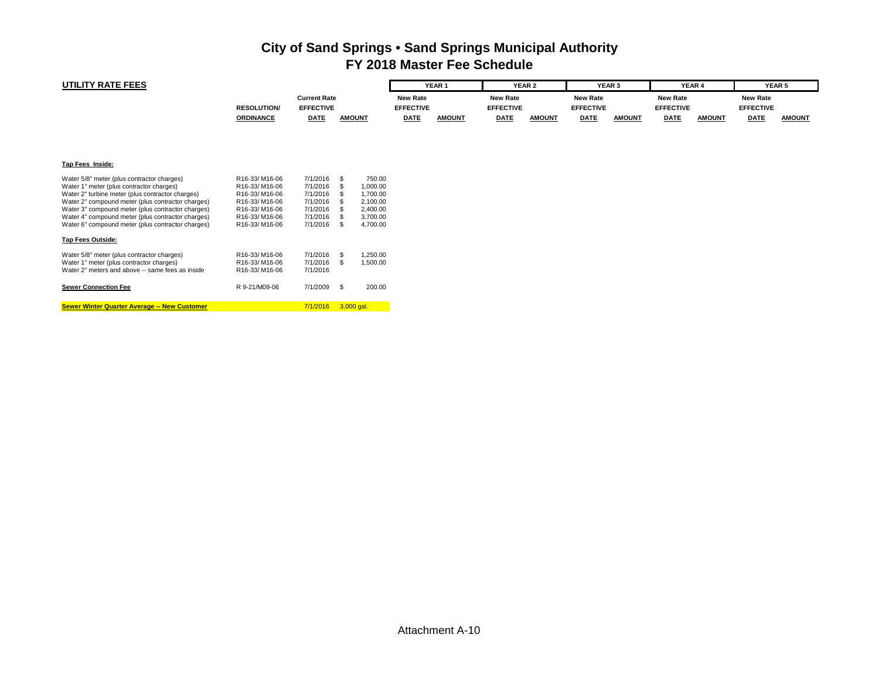# City of Sand Springs • Sand Springs Municipal Authority
## FY 2018 Master Fee Schedule

| UTILITY RATE FEES | RESOLUTION/ ORDINANCE | Current Rate EFFECTIVE DATE | AMOUNT | YEAR 1 New Rate EFFECTIVE DATE | YEAR 1 AMOUNT | YEAR 2 New Rate EFFECTIVE DATE | YEAR 2 AMOUNT | YEAR 3 New Rate EFFECTIVE DATE | YEAR 3 AMOUNT | YEAR 4 New Rate EFFECTIVE DATE | YEAR 4 AMOUNT | YEAR 5 New Rate EFFECTIVE DATE | YEAR 5 AMOUNT |
|---|---|---|---|---|---|---|---|---|---|---|---|---|---|
| **Tap Fees Inside:** | | | | | | | | | | | | | |
| Water 5/8" meter (plus contractor charges) | R16-33/ M16-06 | 7/1/2016 | $ 750.00 | | | | | | | | | | |
| Water 1" meter (plus contractor charges) | R16-33/ M16-06 | 7/1/2016 | $ 1,000.00 | | | | | | | | | | |
| Water 2" turbine meter (plus contractor charges) | R16-33/ M16-06 | 7/1/2016 | $ 1,700.00 | | | | | | | | | | |
| Water 2" compound meter (plus contractor charges) | R16-33/ M16-06 | 7/1/2016 | $ 2,100.00 | | | | | | | | | | |
| Water 3" compound meter (plus contractor charges) | R16-33/ M16-06 | 7/1/2016 | $ 2,400.00 | | | | | | | | | | |
| Water 4" compound meter (plus contractor charges) | R16-33/ M16-06 | 7/1/2016 | $ 3,700.00 | | | | | | | | | | |
| Water 6" compound meter (plus contractor charges) | R16-33/ M16-06 | 7/1/2016 | $ 4,700.00 | | | | | | | | | | |
| **Tap Fees Outside:** | | | | | | | | | | | | | |
| Water 5/8" meter (plus contractor charges) | R16-33/ M16-06 | 7/1/2016 | $ 1,250.00 | | | | | | | | | | |
| Water 1" meter (plus contractor charges) | R16-33/ M16-06 | 7/1/2016 | $ 1,500.00 | | | | | | | | | | |
| Water 2" meters and above -- same fees as inside | R16-33/ M16-06 | 7/1/2016 | | | | | | | | | | | |
| **Sewer Connection Fee** | R 9-21/M09-06 | 7/1/2009 | $ 200.00 | | | | | | | | | | |
| **Sewer Winter Quarter Average -- New Customer** | | 7/1/2016 | 3,000 gal. | | | | | | | | | | |

Attachment A-10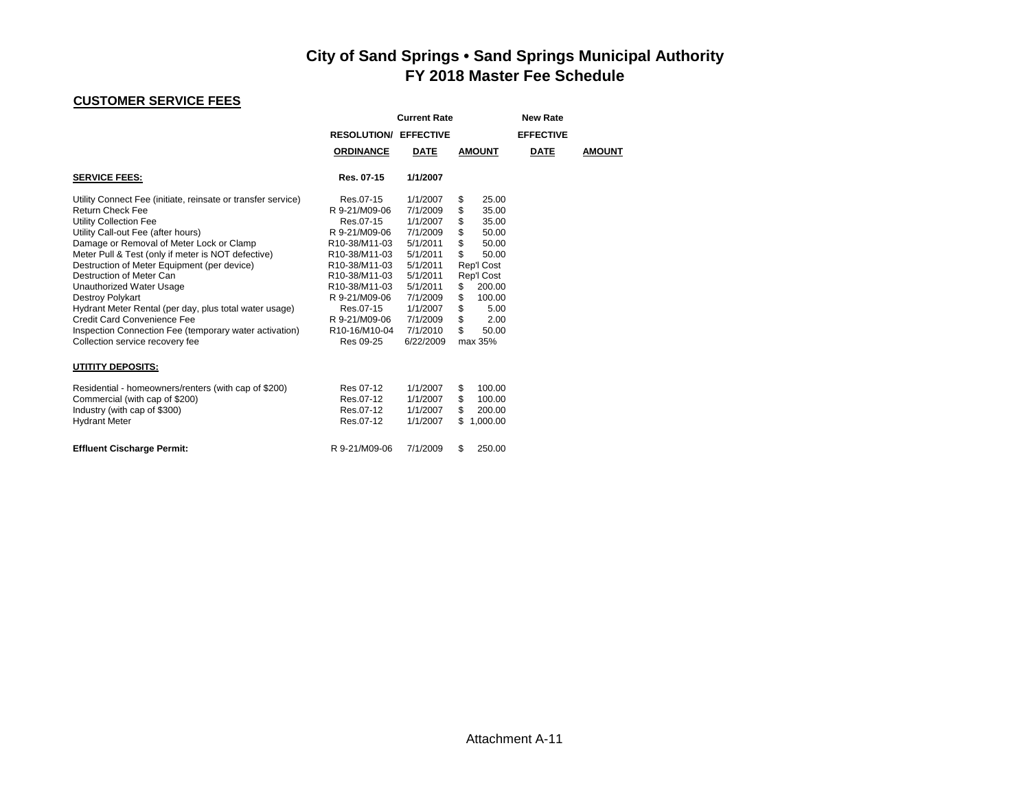# City of Sand Springs • Sand Springs Municipal Authority
## FY 2018 Master Fee Schedule

### CUSTOMER SERVICE FEES

| | Current Rate | | | New Rate | |
|---|---|---|---|---|---|
| | RESOLUTION/ ORDINANCE | EFFECTIVE DATE | AMOUNT | EFFECTIVE DATE | AMOUNT |
| **SERVICE FEES:** | **Res. 07-15** | **1/1/2007** | | | |
| Utility Connect Fee (initiate, reinsate or transfer service) | Res.07-15 | 1/1/2007 | $ 25.00 | | |
| Return Check Fee | R 9-21/M09-06 | 7/1/2009 | $ 35.00 | | |
| Utility Collection Fee | Res.07-15 | 1/1/2007 | $ 35.00 | | |
| Utility Call-out Fee (after hours) | R 9-21/M09-06 | 7/1/2009 | $ 50.00 | | |
| Damage or Removal of Meter Lock or Clamp | R10-38/M11-03 | 5/1/2011 | $ 50.00 | | |
| Meter Pull & Test (only if meter is NOT defective) | R10-38/M11-03 | 5/1/2011 | $ 50.00 | | |
| Destruction of Meter Equipment (per device) | R10-38/M11-03 | 5/1/2011 | Rep'l Cost | | |
| Destruction of Meter Can | R10-38/M11-03 | 5/1/2011 | Rep'l Cost | | |
| Unauthorized Water Usage | R10-38/M11-03 | 5/1/2011 | $ 200.00 | | |
| Destroy Polykart | R 9-21/M09-06 | 7/1/2009 | $ 100.00 | | |
| Hydrant Meter Rental (per day, plus total water usage) | Res.07-15 | 1/1/2007 | $ 5.00 | | |
| Credit Card Convenience Fee | R 9-21/M09-06 | 7/1/2009 | $ 2.00 | | |
| Inspection Connection Fee (temporary water activation) | R10-16/M10-04 | 7/1/2010 | $ 50.00 | | |
| Collection service recovery fee | Res 09-25 | 6/22/2009 | max 35% | | |
| **UTITITY DEPOSITS:** | | | | | |
| Residential - homeowners/renters (with cap of $200) | Res 07-12 | 1/1/2007 | $ 100.00 | | |
| Commercial (with cap of $200) | Res.07-12 | 1/1/2007 | $ 100.00 | | |
| Industry (with cap of $300) | Res.07-12 | 1/1/2007 | $ 200.00 | | |
| Hydrant Meter | Res.07-12 | 1/1/2007 | $ 1,000.00 | | |
| **Effluent Cischarge Permit:** | R 9-21/M09-06 | 7/1/2009 | $ 250.00 | | |

Attachment A-11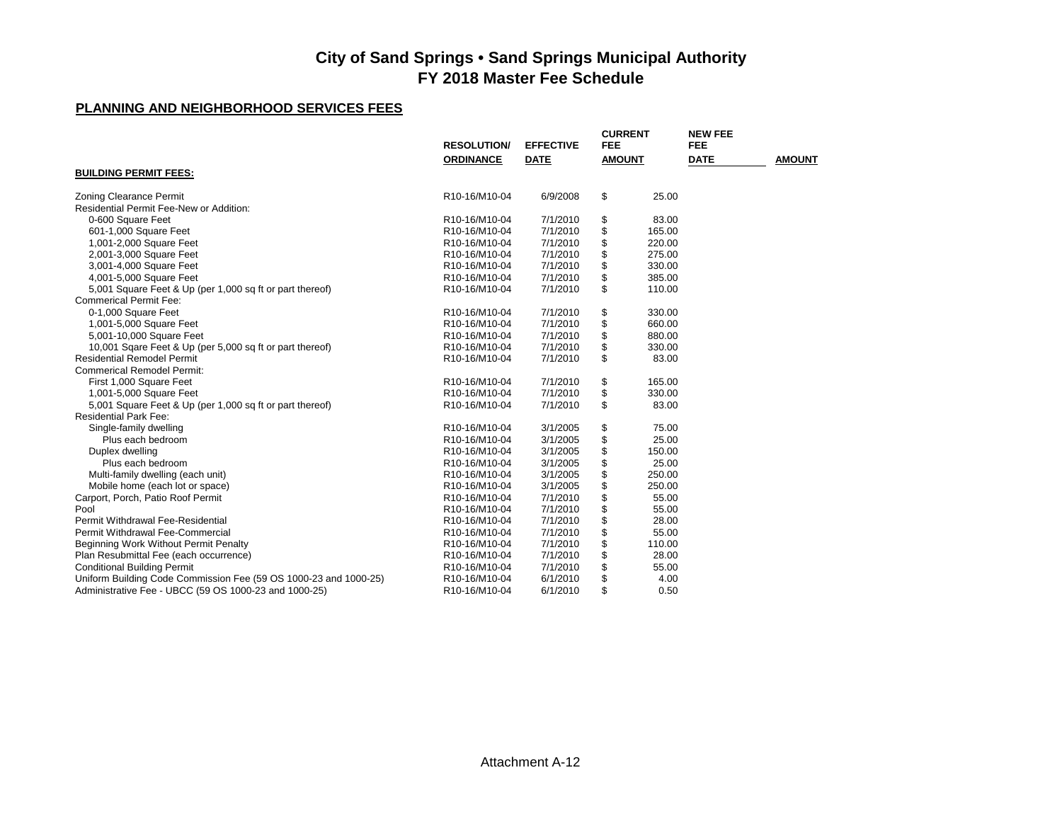# City of Sand Springs • Sand Springs Municipal Authority
## FY 2018 Master Fee Schedule

### PLANNING AND NEIGHBORHOOD SERVICES FEES

| | RESOLUTION/ ORDINANCE | EFFECTIVE DATE | CURRENT FEE AMOUNT | NEW FEE DATE | AMOUNT |
|---|---|---|---|---|---|
| **BUILDING PERMIT FEES:** | | | | | |
| Zoning Clearance Permit | R10-16/M10-04 | 6/9/2008 | $ 25.00 | | |
| Residential Permit Fee-New or Addition: | | | | | |
| 0-600 Square Feet | R10-16/M10-04 | 7/1/2010 | $ 83.00 | | |
| 601-1,000 Square Feet | R10-16/M10-04 | 7/1/2010 | $ 165.00 | | |
| 1,001-2,000 Square Feet | R10-16/M10-04 | 7/1/2010 | $ 220.00 | | |
| 2,001-3,000 Square Feet | R10-16/M10-04 | 7/1/2010 | $ 275.00 | | |
| 3,001-4,000 Square Feet | R10-16/M10-04 | 7/1/2010 | $ 330.00 | | |
| 4,001-5,000 Square Feet | R10-16/M10-04 | 7/1/2010 | $ 385.00 | | |
| 5,001 Square Feet & Up (per 1,000 sq ft or part thereof) | R10-16/M10-04 | 7/1/2010 | $ 110.00 | | |
| Commerical Permit Fee: | | | | | |
| 0-1,000 Square Feet | R10-16/M10-04 | 7/1/2010 | $ 330.00 | | |
| 1,001-5,000 Square Feet | R10-16/M10-04 | 7/1/2010 | $ 660.00 | | |
| 5,001-10,000 Square Feet | R10-16/M10-04 | 7/1/2010 | $ 880.00 | | |
| 10,001 Sqare Feet & Up (per 5,000 sq ft or part thereof) | R10-16/M10-04 | 7/1/2010 | $ 330.00 | | |
| Residential Remodel Permit | R10-16/M10-04 | 7/1/2010 | $ 83.00 | | |
| Commerical Remodel Permit: | | | | | |
| First 1,000 Square Feet | R10-16/M10-04 | 7/1/2010 | $ 165.00 | | |
| 1,001-5,000 Square Feet | R10-16/M10-04 | 7/1/2010 | $ 330.00 | | |
| 5,001 Square Feet & Up (per 1,000 sq ft or part thereof) | R10-16/M10-04 | 7/1/2010 | $ 83.00 | | |
| Residential Park Fee: | | | | | |
| Single-family dwelling | R10-16/M10-04 | 3/1/2005 | $ 75.00 | | |
| Plus each bedroom | R10-16/M10-04 | 3/1/2005 | $ 25.00 | | |
| Duplex dwelling | R10-16/M10-04 | 3/1/2005 | $ 150.00 | | |
| Plus each bedroom | R10-16/M10-04 | 3/1/2005 | $ 25.00 | | |
| Multi-family dwelling (each unit) | R10-16/M10-04 | 3/1/2005 | $ 250.00 | | |
| Mobile home (each lot or space) | R10-16/M10-04 | 3/1/2005 | $ 250.00 | | |
| Carport, Porch, Patio Roof Permit | R10-16/M10-04 | 7/1/2010 | $ 55.00 | | |
| Pool | R10-16/M10-04 | 7/1/2010 | $ 55.00 | | |
| Permit Withdrawal Fee-Residential | R10-16/M10-04 | 7/1/2010 | $ 28.00 | | |
| Permit Withdrawal Fee-Commercial | R10-16/M10-04 | 7/1/2010 | $ 55.00 | | |
| Beginning Work Without Permit Penalty | R10-16/M10-04 | 7/1/2010 | $ 110.00 | | |
| Plan Resubmittal Fee (each occurrence) | R10-16/M10-04 | 7/1/2010 | $ 28.00 | | |
| Conditional Building Permit | R10-16/M10-04 | 7/1/2010 | $ 55.00 | | |
| Uniform Building Code Commission Fee (59 OS 1000-23 and 1000-25) | R10-16/M10-04 | 6/1/2010 | $ 4.00 | | |
| Administrative Fee - UBCC (59 OS 1000-23 and 1000-25) | R10-16/M10-04 | 6/1/2010 | $ 0.50 | | |

Attachment A-12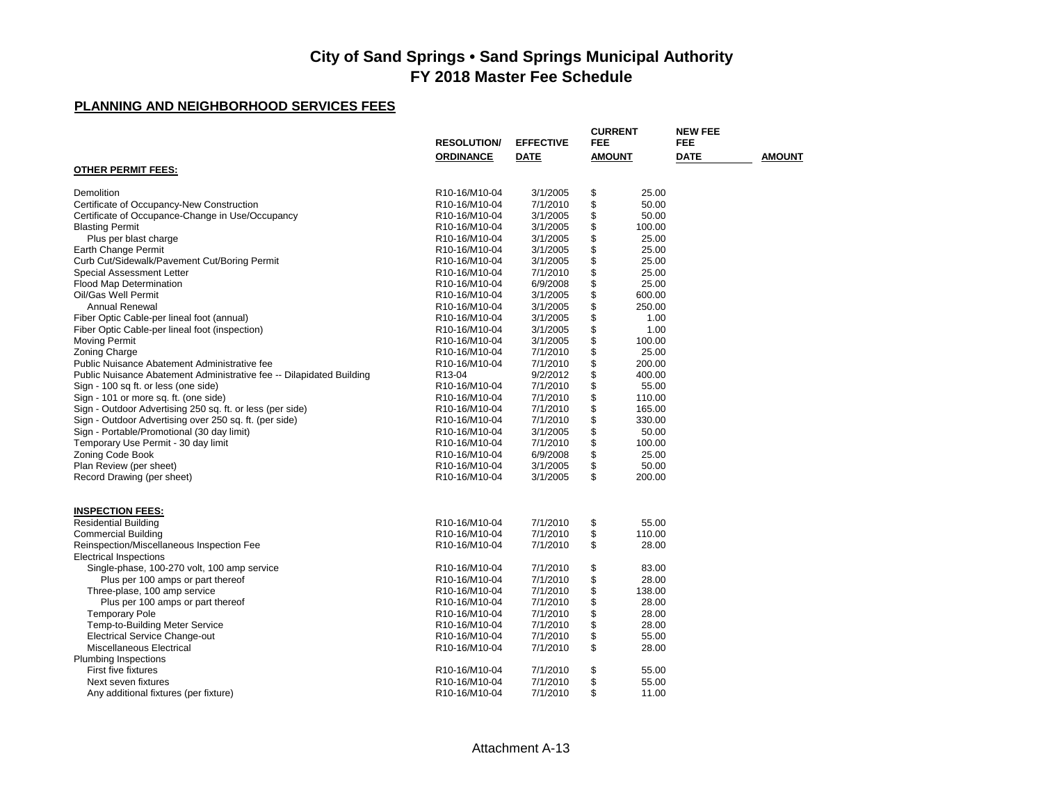# City of Sand Springs • Sand Springs Municipal Authority
## FY 2018 Master Fee Schedule

### PLANNING AND NEIGHBORHOOD SERVICES FEES

| | RESOLUTION/ ORDINANCE | EFFECTIVE DATE | CURRENT FEE AMOUNT | NEW FEE DATE | NEW FEE AMOUNT |
|---|---|---|---|---|---|
| **OTHER PERMIT FEES:** | | | | | |
| Demolition | R10-16/M10-04 | 3/1/2005 | $ 25.00 | | |
| Certificate of Occupancy-New Construction | R10-16/M10-04 | 7/1/2010 | $ 50.00 | | |
| Certificate of Occupance-Change in Use/Occupancy | R10-16/M10-04 | 3/1/2005 | $ 50.00 | | |
| Blasting Permit | R10-16/M10-04 | 3/1/2005 | $ 100.00 | | |
| Plus per blast charge | R10-16/M10-04 | 3/1/2005 | $ 25.00 | | |
| Earth Change Permit | R10-16/M10-04 | 3/1/2005 | $ 25.00 | | |
| Curb Cut/Sidewalk/Pavement Cut/Boring Permit | R10-16/M10-04 | 3/1/2005 | $ 25.00 | | |
| Special Assessment Letter | R10-16/M10-04 | 7/1/2010 | $ 25.00 | | |
| Flood Map Determination | R10-16/M10-04 | 6/9/2008 | $ 25.00 | | |
| Oil/Gas Well Permit | R10-16/M10-04 | 3/1/2005 | $ 600.00 | | |
| Annual Renewal | R10-16/M10-04 | 3/1/2005 | $ 250.00 | | |
| Fiber Optic Cable-per lineal foot (annual) | R10-16/M10-04 | 3/1/2005 | $ 1.00 | | |
| Fiber Optic Cable-per lineal foot (inspection) | R10-16/M10-04 | 3/1/2005 | $ 1.00 | | |
| Moving Permit | R10-16/M10-04 | 3/1/2005 | $ 100.00 | | |
| Zoning Charge | R10-16/M10-04 | 7/1/2010 | $ 25.00 | | |
| Public Nuisance Abatement Administrative fee | R10-16/M10-04 | 7/1/2010 | $ 200.00 | | |
| Public Nuisance Abatement Administrative fee -- Dilapidated Building | R13-04 | 9/2/2012 | $ 400.00 | | |
| Sign - 100 sq ft. or less (one side) | R10-16/M10-04 | 7/1/2010 | $ 55.00 | | |
| Sign - 101 or more sq. ft. (one side) | R10-16/M10-04 | 7/1/2010 | $ 110.00 | | |
| Sign - Outdoor Advertising 250 sq. ft. or less (per side) | R10-16/M10-04 | 7/1/2010 | $ 165.00 | | |
| Sign - Outdoor Advertising over 250 sq. ft. (per side) | R10-16/M10-04 | 7/1/2010 | $ 330.00 | | |
| Sign - Portable/Promotional (30 day limit) | R10-16/M10-04 | 3/1/2005 | $ 50.00 | | |
| Temporary Use Permit - 30 day limit | R10-16/M10-04 | 7/1/2010 | $ 100.00 | | |
| Zoning Code Book | R10-16/M10-04 | 6/9/2008 | $ 25.00 | | |
| Plan Review (per sheet) | R10-16/M10-04 | 3/1/2005 | $ 50.00 | | |
| Record Drawing (per sheet) | R10-16/M10-04 | 3/1/2005 | $ 200.00 | | |
| **INSPECTION FEES:** | | | | | |
| Residential Building | R10-16/M10-04 | 7/1/2010 | $ 55.00 | | |
| Commercial Building | R10-16/M10-04 | 7/1/2010 | $ 110.00 | | |
| Reinspection/Miscellaneous Inspection Fee | R10-16/M10-04 | 7/1/2010 | $ 28.00 | | |
| Electrical Inspections | | | | | |
| Single-phase, 100-270 volt, 100 amp service | R10-16/M10-04 | 7/1/2010 | $ 83.00 | | |
| Plus per 100 amps or part thereof | R10-16/M10-04 | 7/1/2010 | $ 28.00 | | |
| Three-plase, 100 amp service | R10-16/M10-04 | 7/1/2010 | $ 138.00 | | |
| Plus per 100 amps or part thereof | R10-16/M10-04 | 7/1/2010 | $ 28.00 | | |
| Temporary Pole | R10-16/M10-04 | 7/1/2010 | $ 28.00 | | |
| Temp-to-Building Meter Service | R10-16/M10-04 | 7/1/2010 | $ 28.00 | | |
| Electrical Service Change-out | R10-16/M10-04 | 7/1/2010 | $ 55.00 | | |
| Miscellaneous Electrical | R10-16/M10-04 | 7/1/2010 | $ 28.00 | | |
| Plumbing Inspections | | | | | |
| First five fixtures | R10-16/M10-04 | 7/1/2010 | $ 55.00 | | |
| Next seven fixtures | R10-16/M10-04 | 7/1/2010 | $ 55.00 | | |
| Any additional fixtures (per fixture) | R10-16/M10-04 | 7/1/2010 | $ 11.00 | | |

Attachment A-13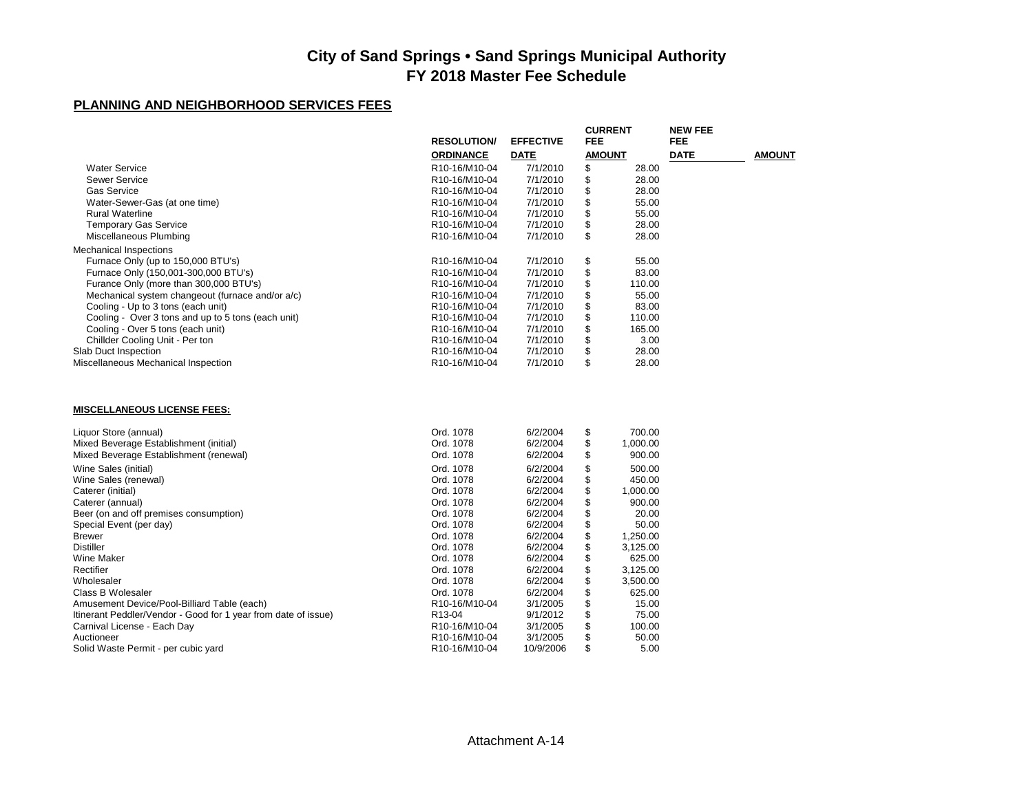# City of Sand Springs • Sand Springs Municipal Authority
## FY 2018 Master Fee Schedule

### PLANNING AND NEIGHBORHOOD SERVICES FEES

| | RESOLUTION/ ORDINANCE | EFFECTIVE DATE | CURRENT FEE AMOUNT | NEW FEE DATE | AMOUNT |
|---|---|---|---|---|---|
| Water Service | R10-16/M10-04 | 7/1/2010 | $ 28.00 | | |
| Sewer Service | R10-16/M10-04 | 7/1/2010 | $ 28.00 | | |
| Gas Service | R10-16/M10-04 | 7/1/2010 | $ 28.00 | | |
| Water-Sewer-Gas (at one time) | R10-16/M10-04 | 7/1/2010 | $ 55.00 | | |
| Rural Waterline | R10-16/M10-04 | 7/1/2010 | $ 55.00 | | |
| Temporary Gas Service | R10-16/M10-04 | 7/1/2010 | $ 28.00 | | |
| Miscellaneous Plumbing | R10-16/M10-04 | 7/1/2010 | $ 28.00 | | |
| Mechanical Inspections | | | | | |
| Furnace Only (up to 150,000 BTU's) | R10-16/M10-04 | 7/1/2010 | $ 55.00 | | |
| Furnace Only (150,001-300,000 BTU's) | R10-16/M10-04 | 7/1/2010 | $ 83.00 | | |
| Furance Only (more than 300,000 BTU's) | R10-16/M10-04 | 7/1/2010 | $ 110.00 | | |
| Mechanical system changeout (furnace and/or a/c) | R10-16/M10-04 | 7/1/2010 | $ 55.00 | | |
| Cooling - Up to 3 tons (each unit) | R10-16/M10-04 | 7/1/2010 | $ 83.00 | | |
| Cooling - Over 3 tons and up to 5 tons (each unit) | R10-16/M10-04 | 7/1/2010 | $ 110.00 | | |
| Cooling - Over 5 tons (each unit) | R10-16/M10-04 | 7/1/2010 | $ 165.00 | | |
| Chillder Cooling Unit - Per ton | R10-16/M10-04 | 7/1/2010 | $ 3.00 | | |
| Slab Duct Inspection | R10-16/M10-04 | 7/1/2010 | $ 28.00 | | |
| Miscellaneous Mechanical Inspection | R10-16/M10-04 | 7/1/2010 | $ 28.00 | | |

#### MISCELLANEOUS LICENSE FEES:

| | RESOLUTION/ ORDINANCE | EFFECTIVE DATE | CURRENT FEE AMOUNT | NEW FEE DATE | AMOUNT |
|---|---|---|---|---|---|
| Liquor Store (annual) | Ord. 1078 | 6/2/2004 | $ 700.00 | | |
| Mixed Beverage Establishment (initial) | Ord. 1078 | 6/2/2004 | $ 1,000.00 | | |
| Mixed Beverage Establishment (renewal) | Ord. 1078 | 6/2/2004 | $ 900.00 | | |
| Wine Sales (initial) | Ord. 1078 | 6/2/2004 | $ 500.00 | | |
| Wine Sales (renewal) | Ord. 1078 | 6/2/2004 | $ 450.00 | | |
| Caterer (initial) | Ord. 1078 | 6/2/2004 | $ 1,000.00 | | |
| Caterer (annual) | Ord. 1078 | 6/2/2004 | $ 900.00 | | |
| Beer (on and off premises consumption) | Ord. 1078 | 6/2/2004 | $ 20.00 | | |
| Special Event (per day) | Ord. 1078 | 6/2/2004 | $ 50.00 | | |
| Brewer | Ord. 1078 | 6/2/2004 | $ 1,250.00 | | |
| Distiller | Ord. 1078 | 6/2/2004 | $ 3,125.00 | | |
| Wine Maker | Ord. 1078 | 6/2/2004 | $ 625.00 | | |
| Rectifier | Ord. 1078 | 6/2/2004 | $ 3,125.00 | | |
| Wholesaler | Ord. 1078 | 6/2/2004 | $ 3,500.00 | | |
| Class B Wolesaler | Ord. 1078 | 6/2/2004 | $ 625.00 | | |
| Amusement Device/Pool-Billiard Table (each) | R10-16/M10-04 | 3/1/2005 | $ 15.00 | | |
| Itinerant Peddler/Vendor - Good for 1 year from date of issue) | R13-04 | 9/1/2012 | $ 75.00 | | |
| Carnival License - Each Day | R10-16/M10-04 | 3/1/2005 | $ 100.00 | | |
| Auctioneer | R10-16/M10-04 | 3/1/2005 | $ 50.00 | | |
| Solid Waste Permit - per cubic yard | R10-16/M10-04 | 10/9/2006 | $ 5.00 | | |

Attachment A-14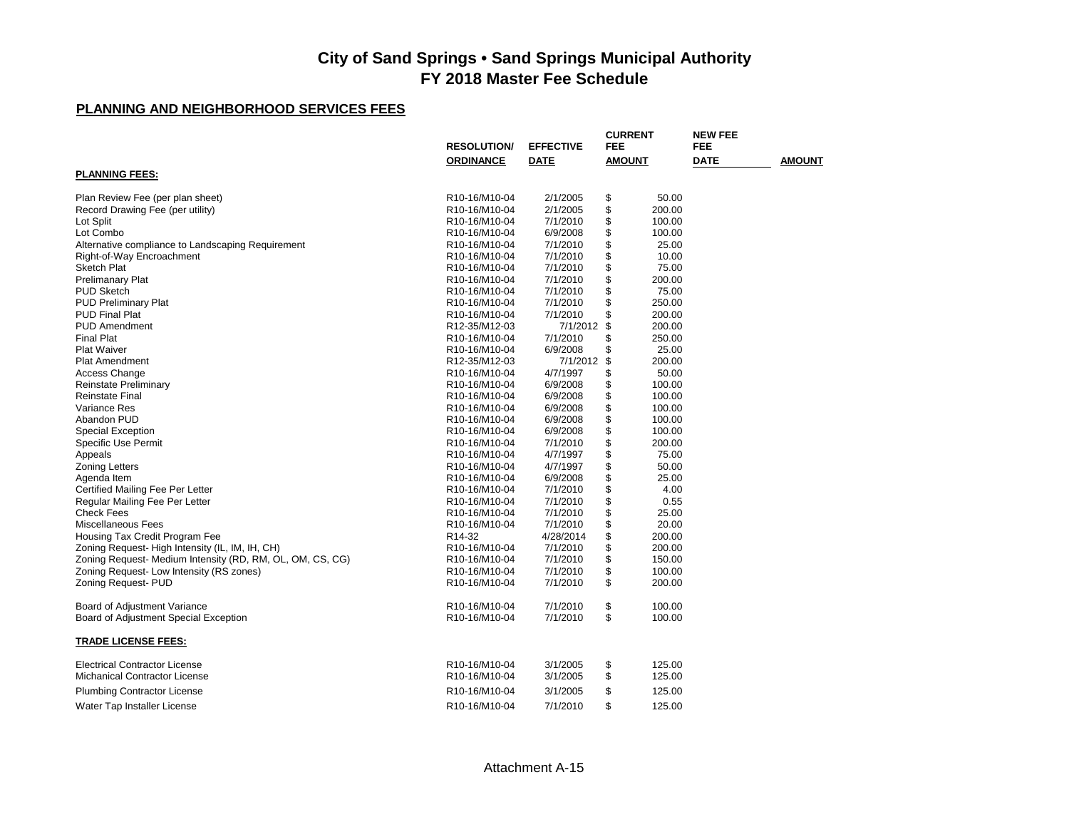# City of Sand Springs • Sand Springs Municipal Authority
## FY 2018 Master Fee Schedule

### PLANNING AND NEIGHBORHOOD SERVICES FEES

| | RESOLUTION/ ORDINANCE | EFFECTIVE DATE | CURRENT FEE AMOUNT | NEW FEE DATE | NEW FEE AMOUNT |
|---|---|---|---|---|---|
| **PLANNING FEES:** | | | | | |
| Plan Review Fee (per plan sheet) | R10-16/M10-04 | 2/1/2005 | $ 50.00 | | |
| Record Drawing Fee (per utility) | R10-16/M10-04 | 2/1/2005 | $ 200.00 | | |
| Lot Split | R10-16/M10-04 | 7/1/2010 | $ 100.00 | | |
| Lot Combo | R10-16/M10-04 | 6/9/2008 | $ 100.00 | | |
| Alternative compliance to Landscaping Requirement | R10-16/M10-04 | 7/1/2010 | $ 25.00 | | |
| Right-of-Way Encroachment | R10-16/M10-04 | 7/1/2010 | $ 10.00 | | |
| Sketch Plat | R10-16/M10-04 | 7/1/2010 | $ 75.00 | | |
| Prelimanary Plat | R10-16/M10-04 | 7/1/2010 | $ 200.00 | | |
| PUD Sketch | R10-16/M10-04 | 7/1/2010 | $ 75.00 | | |
| PUD Preliminary Plat | R10-16/M10-04 | 7/1/2010 | $ 250.00 | | |
| PUD Final Plat | R10-16/M10-04 | 7/1/2010 | $ 200.00 | | |
| PUD Amendment | R12-35/M12-03 | 7/1/2012 | $ 200.00 | | |
| Final Plat | R10-16/M10-04 | 7/1/2010 | $ 250.00 | | |
| Plat Waiver | R10-16/M10-04 | 6/9/2008 | $ 25.00 | | |
| Plat Amendment | R12-35/M12-03 | 7/1/2012 | $ 200.00 | | |
| Access Change | R10-16/M10-04 | 4/7/1997 | $ 50.00 | | |
| Reinstate Preliminary | R10-16/M10-04 | 6/9/2008 | $ 100.00 | | |
| Reinstate Final | R10-16/M10-04 | 6/9/2008 | $ 100.00 | | |
| Variance Res | R10-16/M10-04 | 6/9/2008 | $ 100.00 | | |
| Abandon PUD | R10-16/M10-04 | 6/9/2008 | $ 100.00 | | |
| Special Exception | R10-16/M10-04 | 6/9/2008 | $ 100.00 | | |
| Specific Use Permit | R10-16/M10-04 | 7/1/2010 | $ 200.00 | | |
| Appeals | R10-16/M10-04 | 4/7/1997 | $ 75.00 | | |
| Zoning Letters | R10-16/M10-04 | 4/7/1997 | $ 50.00 | | |
| Agenda Item | R10-16/M10-04 | 6/9/2008 | $ 25.00 | | |
| Certified Mailing Fee Per Letter | R10-16/M10-04 | 7/1/2010 | $ 4.00 | | |
| Regular Mailing Fee Per Letter | R10-16/M10-04 | 7/1/2010 | $ 0.55 | | |
| Check Fees | R10-16/M10-04 | 7/1/2010 | $ 25.00 | | |
| Miscellaneous Fees | R10-16/M10-04 | 7/1/2010 | $ 20.00 | | |
| Housing Tax Credit Program Fee | R14-32 | 4/28/2014 | $ 200.00 | | |
| Zoning Request- High Intensity (IL, IM, IH, CH) | R10-16/M10-04 | 7/1/2010 | $ 200.00 | | |
| Zoning Request- Medium Intensity (RD, RM, OL, OM, CS, CG) | R10-16/M10-04 | 7/1/2010 | $ 150.00 | | |
| Zoning Request- Low Intensity (RS zones) | R10-16/M10-04 | 7/1/2010 | $ 100.00 | | |
| Zoning Request- PUD | R10-16/M10-04 | 7/1/2010 | $ 200.00 | | |
| Board of Adjustment Variance | R10-16/M10-04 | 7/1/2010 | $ 100.00 | | |
| Board of Adjustment Special Exception | R10-16/M10-04 | 7/1/2010 | $ 100.00 | | |
| **TRADE LICENSE FEES:** | | | | | |
| Electrical Contractor License | R10-16/M10-04 | 3/1/2005 | $ 125.00 | | |
| Michanical Contractor License | R10-16/M10-04 | 3/1/2005 | $ 125.00 | | |
| Plumbing Contractor License | R10-16/M10-04 | 3/1/2005 | $ 125.00 | | |
| Water Tap Installer License | R10-16/M10-04 | 7/1/2010 | $ 125.00 | | |

Attachment A-15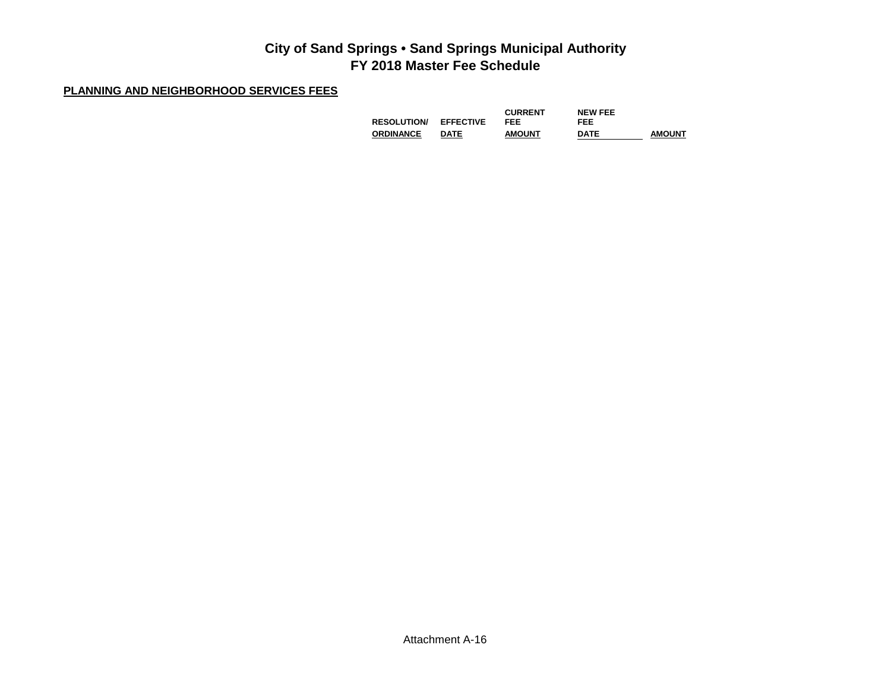# City of Sand Springs • Sand Springs Municipal Authority
## FY 2018 Master Fee Schedule

**PLANNING AND NEIGHBORHOOD SERVICES FEES**

| RESOLUTION/ ORDINANCE | EFFECTIVE DATE | CURRENT FEE AMOUNT | NEW FEE FEE DATE | AMOUNT |
|---|---|---|---|---|

Attachment A-16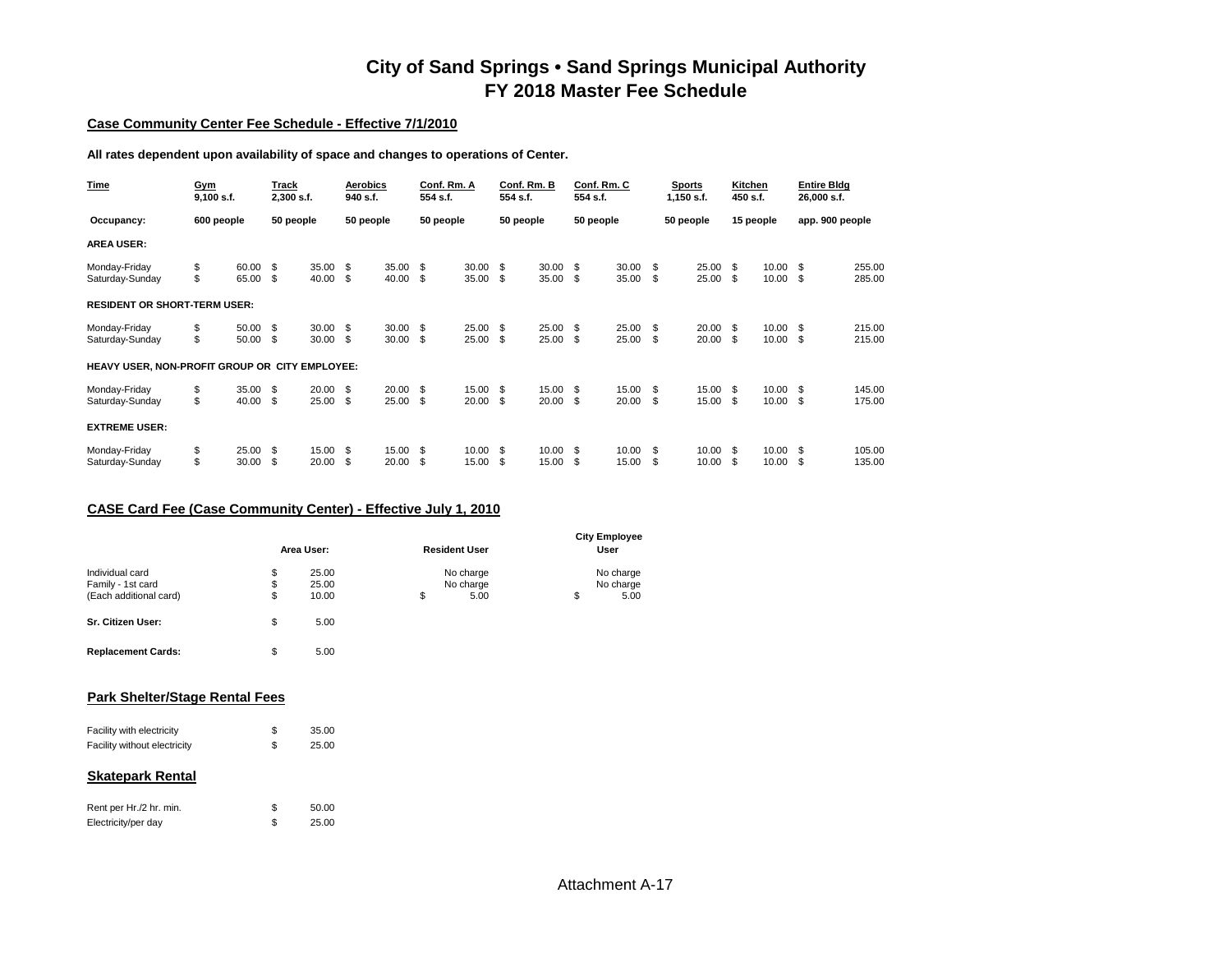# City of Sand Springs • Sand Springs Municipal Authority
# FY 2018 Master Fee Schedule

## Case Community Center Fee Schedule - Effective 7/1/2010

**All rates dependent upon availability of space and changes to operations of Center.**

| Time | Gym 9,100 s.f. | Track 2,300 s.f. | Aerobics 940 s.f. | Conf. Rm. A 554 s.f. | Conf. Rm. B 554 s.f. | Conf. Rm. C 554 s.f. | Sports 1,150 s.f. | Kitchen 450 s.f. | Entire Bldg 26,000 s.f. |
|---|---|---|---|---|---|---|---|---|---|
| **Occupancy:** | 600 people | 50 people | 50 people | 50 people | 50 people | 50 people | 50 people | 15 people | app. 900 people |
| **AREA USER:** | | | | | | | | | |
| Monday-Friday | $ 60.00 | $ 35.00 | $ 35.00 | $ 30.00 | $ 30.00 | $ 30.00 | $ 25.00 | $ 10.00 | $ 255.00 |
| Saturday-Sunday | $ 65.00 | $ 40.00 | $ 40.00 | $ 35.00 | $ 35.00 | $ 35.00 | $ 25.00 | $ 10.00 | $ 285.00 |
| **RESIDENT OR SHORT-TERM USER:** | | | | | | | | | |
| Monday-Friday | $ 50.00 | $ 30.00 | $ 30.00 | $ 25.00 | $ 25.00 | $ 25.00 | $ 20.00 | $ 10.00 | $ 215.00 |
| Saturday-Sunday | $ 50.00 | $ 30.00 | $ 30.00 | $ 25.00 | $ 25.00 | $ 25.00 | $ 20.00 | $ 10.00 | $ 215.00 |
| **HEAVY USER, NON-PROFIT GROUP OR CITY EMPLOYEE:** | | | | | | | | | |
| Monday-Friday | $ 35.00 | $ 20.00 | $ 20.00 | $ 15.00 | $ 15.00 | $ 15.00 | $ 15.00 | $ 10.00 | $ 145.00 |
| Saturday-Sunday | $ 40.00 | $ 25.00 | $ 25.00 | $ 20.00 | $ 20.00 | $ 20.00 | $ 15.00 | $ 10.00 | $ 175.00 |
| **EXTREME USER:** | | | | | | | | | |
| Monday-Friday | $ 25.00 | $ 15.00 | $ 15.00 | $ 10.00 | $ 10.00 | $ 10.00 | $ 10.00 | $ 10.00 | $ 105.00 |
| Saturday-Sunday | $ 30.00 | $ 20.00 | $ 20.00 | $ 15.00 | $ 15.00 | $ 15.00 | $ 10.00 | $ 10.00 | $ 135.00 |

## CASE Card Fee (Case Community Center) - Effective July 1, 2010

| | Area User: | Resident User | City Employee User |
|---|---|---|---|
| Individual card | $ 25.00 | No charge | No charge |
| Family - 1st card | $ 25.00 | No charge | No charge |
| (Each additional card) | $ 10.00 | $ 5.00 | $ 5.00 |
| **Sr. Citizen User:** | $ 5.00 | | |
| **Replacement Cards:** | $ 5.00 | | |

## Park Shelter/Stage Rental Fees

| | |
|---|---|
| Facility with electricity | $ 35.00 |
| Facility without electricity | $ 25.00 |

## Skatepark Rental

| | |
|---|---|
| Rent per Hr./2 hr. min. | $ 50.00 |
| Electricity/per day | $ 25.00 |

Attachment A-17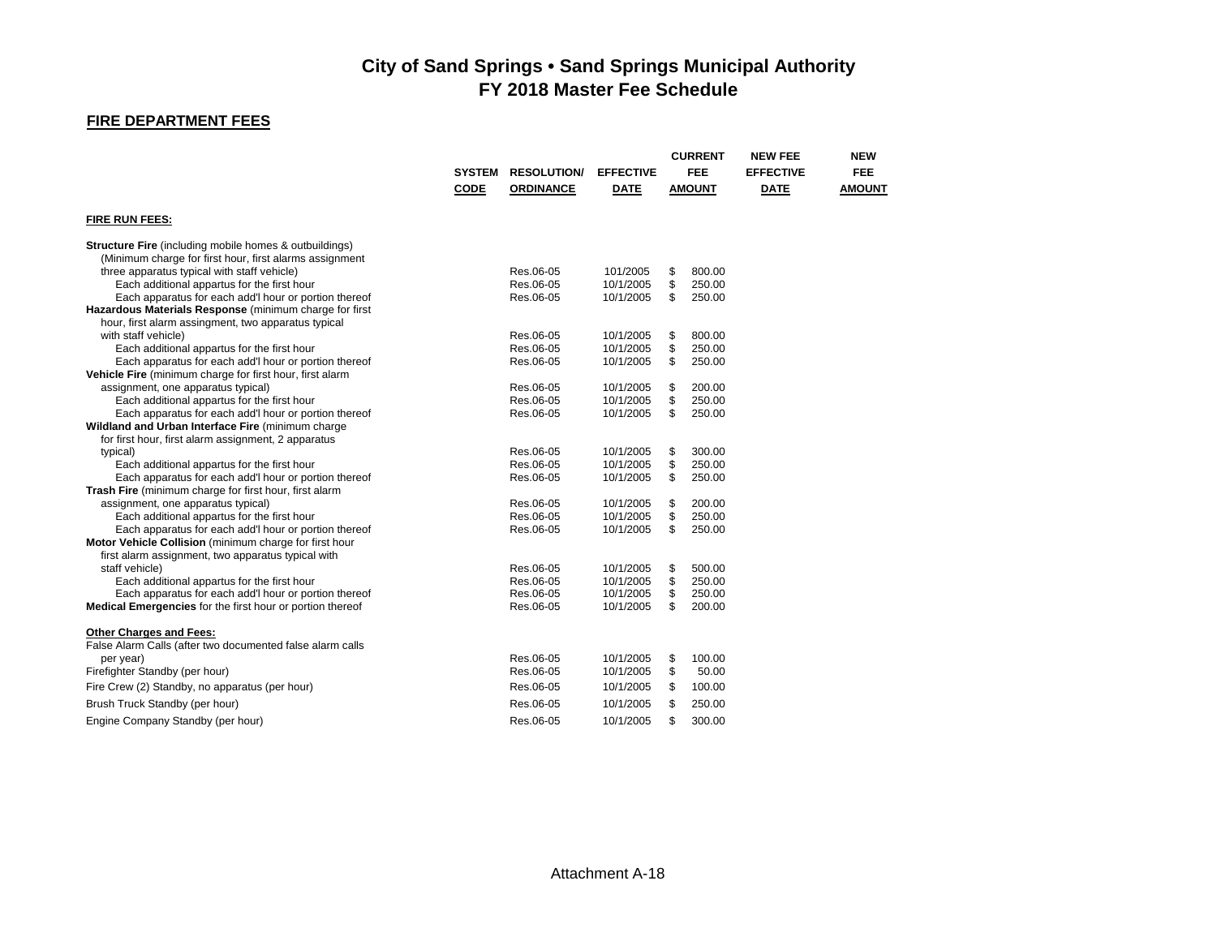# City of Sand Springs • Sand Springs Municipal Authority
# FY 2018 Master Fee Schedule

## FIRE DEPARTMENT FEES

| | SYSTEM CODE | RESOLUTION/ ORDINANCE | EFFECTIVE DATE | CURRENT FEE AMOUNT | NEW FEE EFFECTIVE DATE | NEW FEE AMOUNT |
|---|---|---|---|---|---|---|
| **FIRE RUN FEES:** | | | | | | |
| **Structure Fire** (including mobile homes & outbuildings) (Minimum charge for first hour, first alarms assignment three apparatus typical with staff vehicle) | | Res.06-05 | 101/2005 | $ 800.00 | | |
| Each additional appartus for the first hour | | Res.06-05 | 10/1/2005 | $ 250.00 | | |
| Each apparatus for each add'l hour or portion thereof | | Res.06-05 | 10/1/2005 | $ 250.00 | | |
| **Hazardous Materials Response** (minimum charge for first hour, first alarm assingment, two apparatus typical with staff vehicle) | | Res.06-05 | 10/1/2005 | $ 800.00 | | |
| Each additional appartus for the first hour | | Res.06-05 | 10/1/2005 | $ 250.00 | | |
| Each apparatus for each add'l hour or portion thereof | | Res.06-05 | 10/1/2005 | $ 250.00 | | |
| **Vehicle Fire** (minimum charge for first hour, first alarm assignment, one apparatus typical) | | Res.06-05 | 10/1/2005 | $ 200.00 | | |
| Each additional appartus for the first hour | | Res.06-05 | 10/1/2005 | $ 250.00 | | |
| Each apparatus for each add'l hour or portion thereof | | Res.06-05 | 10/1/2005 | $ 250.00 | | |
| **Wildland and Urban Interface Fire** (minimum charge for first hour, first alarm assignment, 2 apparatus typical) | | Res.06-05 | 10/1/2005 | $ 300.00 | | |
| Each additional appartus for the first hour | | Res.06-05 | 10/1/2005 | $ 250.00 | | |
| Each apparatus for each add'l hour or portion thereof | | Res.06-05 | 10/1/2005 | $ 250.00 | | |
| **Trash Fire** (minimum charge for first hour, first alarm assignment, one apparatus typical) | | Res.06-05 | 10/1/2005 | $ 200.00 | | |
| Each additional appartus for the first hour | | Res.06-05 | 10/1/2005 | $ 250.00 | | |
| Each apparatus for each add'l hour or portion thereof | | Res.06-05 | 10/1/2005 | $ 250.00 | | |
| **Motor Vehicle Collision** (minimum charge for first hour first alarm assignment, two apparatus typical with staff vehicle) | | Res.06-05 | 10/1/2005 | $ 500.00 | | |
| Each additional appartus for the first hour | | Res.06-05 | 10/1/2005 | $ 250.00 | | |
| Each apparatus for each add'l hour or portion thereof | | Res.06-05 | 10/1/2005 | $ 250.00 | | |
| **Medical Emergencies** for the first hour or portion thereof | | Res.06-05 | 10/1/2005 | $ 200.00 | | |
| **Other Charges and Fees:** | | | | | | |
| False Alarm Calls (after two documented false alarm calls per year) | | Res.06-05 | 10/1/2005 | $ 100.00 | | |
| Firefighter Standby (per hour) | | Res.06-05 | 10/1/2005 | $ 50.00 | | |
| Fire Crew (2) Standby, no apparatus (per hour) | | Res.06-05 | 10/1/2005 | $ 100.00 | | |
| Brush Truck Standby (per hour) | | Res.06-05 | 10/1/2005 | $ 250.00 | | |
| Engine Company Standby (per hour) | | Res.06-05 | 10/1/2005 | $ 300.00 | | |

Attachment A-18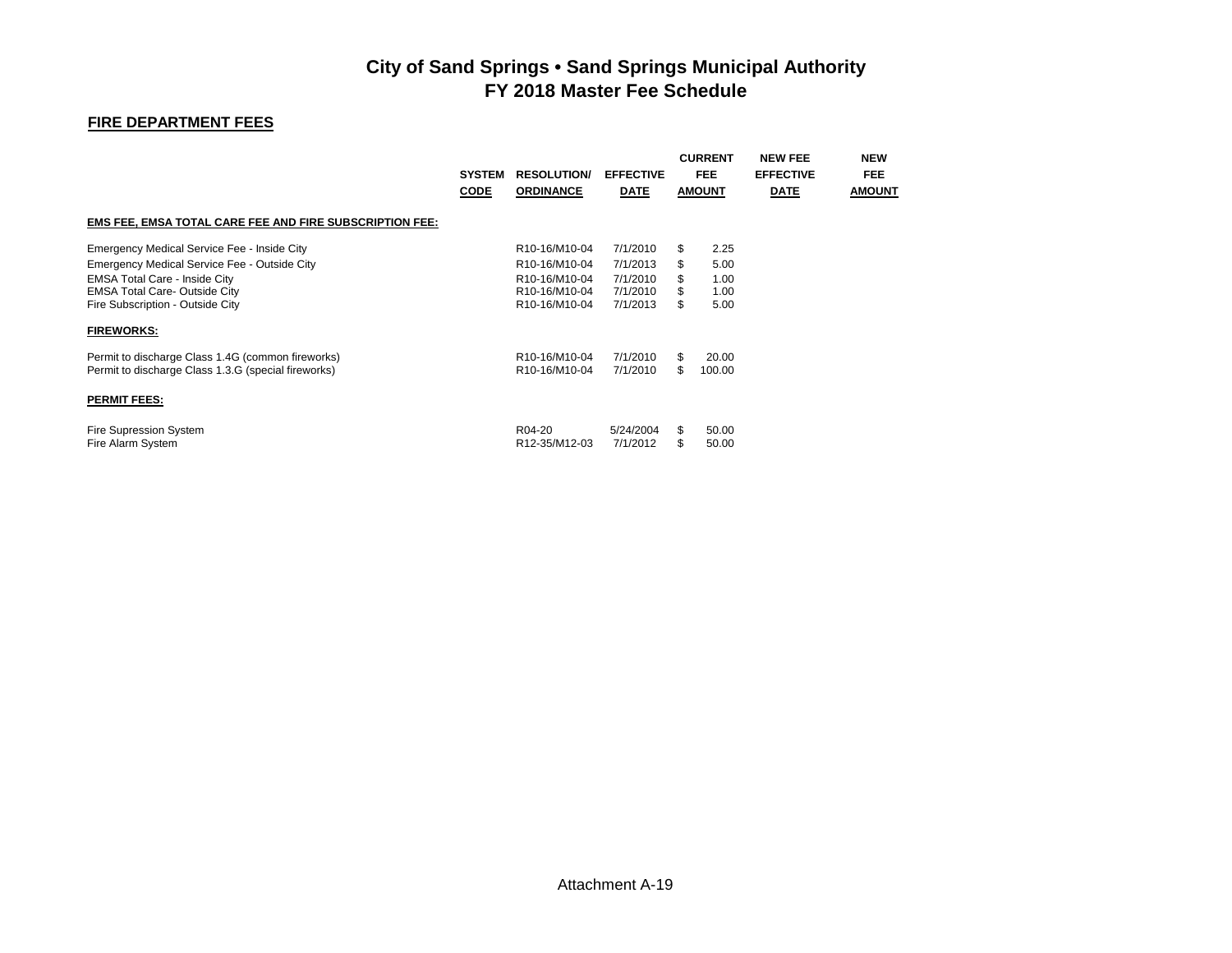# City of Sand Springs • Sand Springs Municipal Authority
# FY 2018 Master Fee Schedule

## FIRE DEPARTMENT FEES

| | SYSTEM CODE | RESOLUTION/ ORDINANCE | EFFECTIVE DATE | CURRENT FEE AMOUNT | NEW FEE EFFECTIVE DATE | NEW FEE AMOUNT |
|---|---|---|---|---|---|---|
| **EMS FEE, EMSA TOTAL CARE FEE AND FIRE SUBSCRIPTION FEE:** | | | | | | |
| Emergency Medical Service Fee - Inside City | | R10-16/M10-04 | 7/1/2010 | $ 2.25 | | |
| Emergency Medical Service Fee - Outside City | | R10-16/M10-04 | 7/1/2013 | $ 5.00 | | |
| EMSA Total Care - Inside City | | R10-16/M10-04 | 7/1/2010 | $ 1.00 | | |
| EMSA Total Care- Outside City | | R10-16/M10-04 | 7/1/2010 | $ 1.00 | | |
| Fire Subscription - Outside City | | R10-16/M10-04 | 7/1/2013 | $ 5.00 | | |
| **FIREWORKS:** | | | | | | |
| Permit to discharge Class 1.4G (common fireworks) | | R10-16/M10-04 | 7/1/2010 | $ 20.00 | | |
| Permit to discharge Class 1.3.G (special fireworks) | | R10-16/M10-04 | 7/1/2010 | $ 100.00 | | |
| **PERMIT FEES:** | | | | | | |
| Fire Supression System | | R04-20 | 5/24/2004 | $ 50.00 | | |
| Fire Alarm System | | R12-35/M12-03 | 7/1/2012 | $ 50.00 | | |

Attachment A-19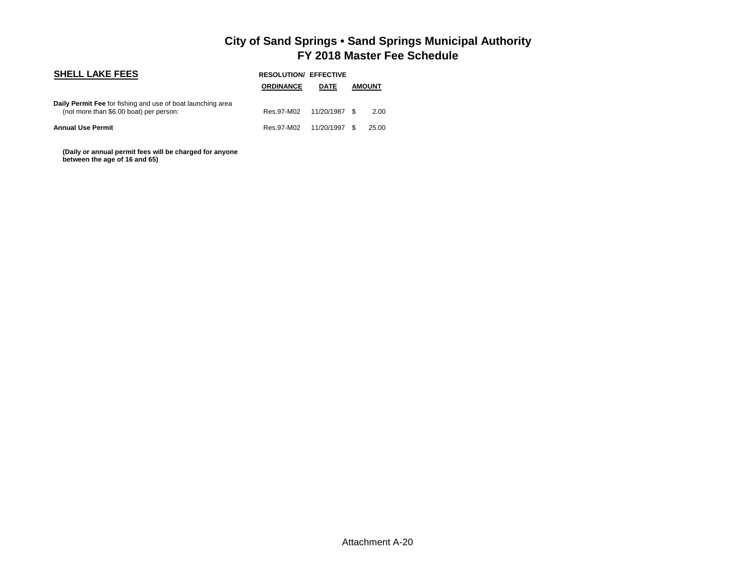# City of Sand Springs • Sand Springs Municipal Authority
## FY 2018 Master Fee Schedule

| SHELL LAKE FEES | RESOLUTION/ ORDINANCE | EFFECTIVE DATE | AMOUNT |
|---|---|---|---|
| **Daily Permit Fee** for fishing and use of boat launching area (not more than $6.00 boat) per person: | Res.97-M02 | 11/20/1987 | $ 2.00 |
| **Annual Use Permit** | Res.97-M02 | 11/20/1997 | $ 25.00 |

**(Daily or annual permit fees will be charged for anyone between the age of 16 and 65)**

Attachment A-20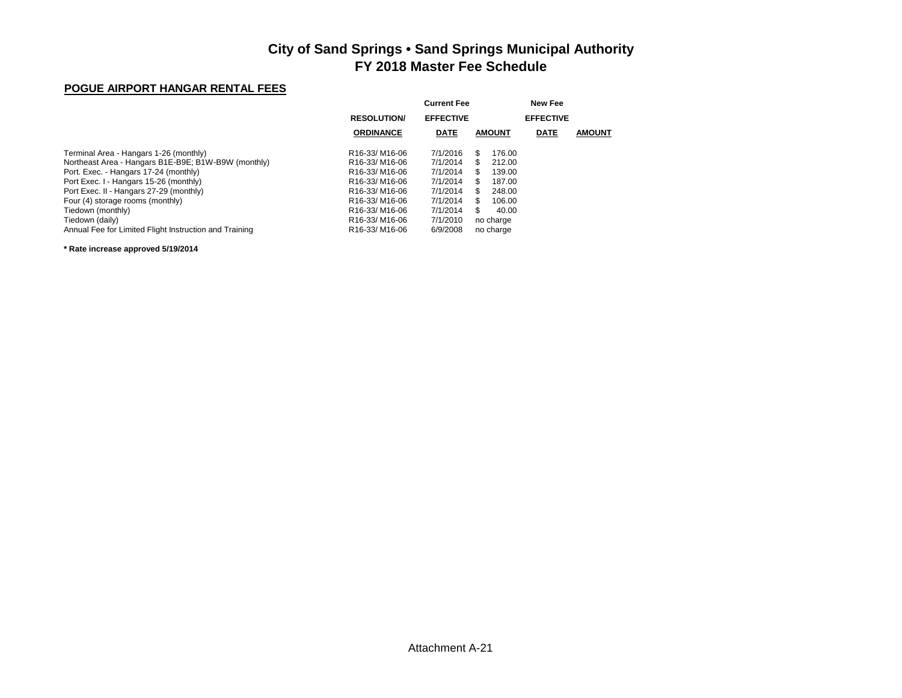# City of Sand Springs • Sand Springs Municipal Authority
# FY 2018 Master Fee Schedule

## POGUE AIRPORT HANGAR RENTAL FEES

| | RESOLUTION/ ORDINANCE | Current Fee EFFECTIVE DATE | AMOUNT | New Fee EFFECTIVE DATE | AMOUNT |
|---|---|---|---|---|---|
| Terminal Area - Hangars 1-26 (monthly) | R16-33/ M16-06 | 7/1/2016 | $ 176.00 | | |
| Northeast Area - Hangars B1E-B9E; B1W-B9W (monthly) | R16-33/ M16-06 | 7/1/2014 | $ 212.00 | | |
| Port. Exec. - Hangars 17-24 (monthly) | R16-33/ M16-06 | 7/1/2014 | $ 139.00 | | |
| Port Exec. I - Hangars 15-26 (monthly) | R16-33/ M16-06 | 7/1/2014 | $ 187.00 | | |
| Port Exec. II - Hangars 27-29 (monthly) | R16-33/ M16-06 | 7/1/2014 | $ 248.00 | | |
| Four (4) storage rooms (monthly) | R16-33/ M16-06 | 7/1/2014 | $ 106.00 | | |
| Tiedown (monthly) | R16-33/ M16-06 | 7/1/2014 | $ 40.00 | | |
| Tiedown (daily) | R16-33/ M16-06 | 7/1/2010 | no charge | | |
| Annual Fee for Limited Flight Instruction and Training | R16-33/ M16-06 | 6/9/2008 | no charge | | |

**\* Rate increase approved 5/19/2014**

Attachment A-21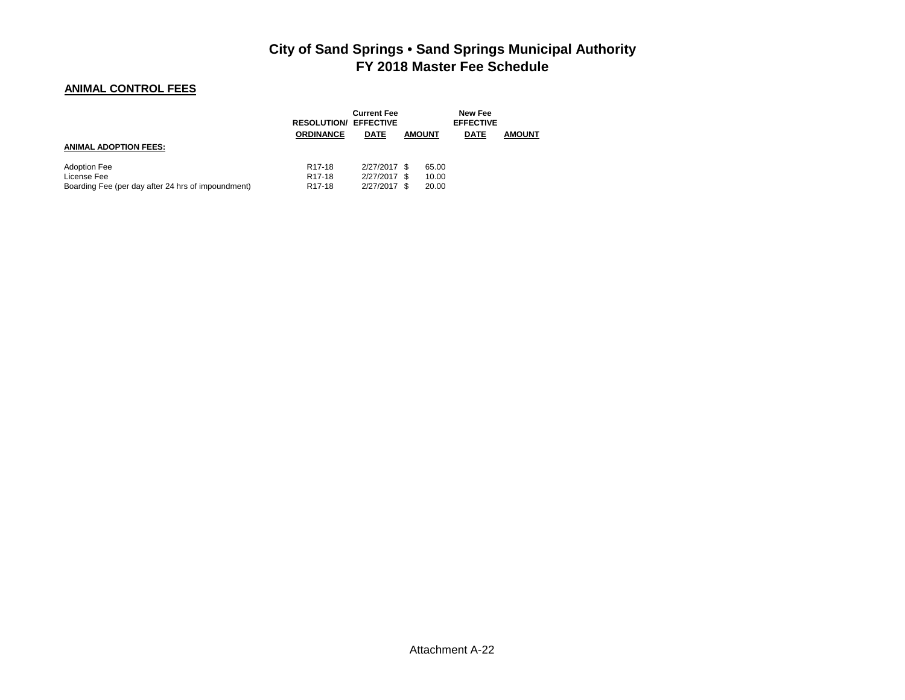# City of Sand Springs • Sand Springs Municipal Authority
# FY 2018 Master Fee Schedule

## ANIMAL CONTROL FEES

| | RESOLUTION/ ORDINANCE | Current Fee EFFECTIVE DATE | AMOUNT | New Fee EFFECTIVE DATE | AMOUNT |
|---|---|---|---|---|---|
| **ANIMAL ADOPTION FEES:** | | | | | |
| Adoption Fee | R17-18 | 2/27/2017 | $ 65.00 | | |
| License Fee | R17-18 | 2/27/2017 | $ 10.00 | | |
| Boarding Fee (per day after 24 hrs of impoundment) | R17-18 | 2/27/2017 | $ 20.00 | | |

Attachment A-22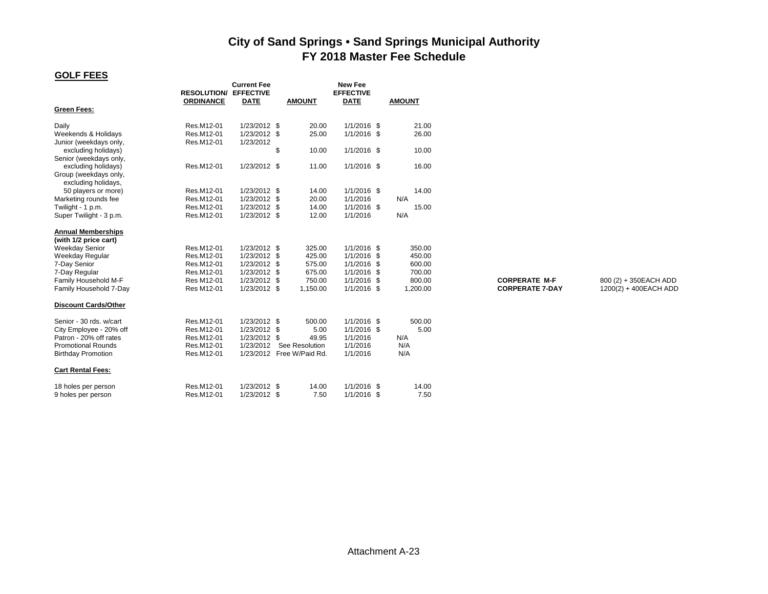# City of Sand Springs • Sand Springs Municipal Authority
# FY 2018 Master Fee Schedule

## GOLF FEES

| | RESOLUTION/ ORDINANCE | Current Fee EFFECTIVE DATE | AMOUNT | New Fee EFFECTIVE DATE | AMOUNT | | |
|---|---|---|---|---|---|---|---|
| **Green Fees:** | | | | | | | |
| Daily | Res.M12-01 | 1/23/2012 | $ 20.00 | 1/1/2016 | $ 21.00 | | |
| Weekends & Holidays | Res.M12-01 | 1/23/2012 | $ 25.00 | 1/1/2016 | $ 26.00 | | |
| Junior (weekdays only, excluding holidays) | Res.M12-01 | 1/23/2012 | $ 10.00 | 1/1/2016 | $ 10.00 | | |
| Senior (weekdays only, excluding holidays) | Res.M12-01 | 1/23/2012 | $ 11.00 | 1/1/2016 | $ 16.00 | | |
| Group (weekdays only, excluding holidays, 50 players or more) | Res.M12-01 | 1/23/2012 | $ 14.00 | 1/1/2016 | $ 14.00 | | |
| Marketing rounds fee | Res.M12-01 | 1/23/2012 | $ 20.00 | 1/1/2016 | N/A | | |
| Twilight - 1 p.m. | Res.M12-01 | 1/23/2012 | $ 14.00 | 1/1/2016 | $ 15.00 | | |
| Super Twilight - 3 p.m. | Res.M12-01 | 1/23/2012 | $ 12.00 | 1/1/2016 | N/A | | |
| **Annual Memberships (with 1/2 price cart)** | | | | | | | |
| Weekday Senior | Res.M12-01 | 1/23/2012 | $ 325.00 | 1/1/2016 | $ 350.00 | | |
| Weekday Regular | Res.M12-01 | 1/23/2012 | $ 425.00 | 1/1/2016 | $ 450.00 | | |
| 7-Day Senior | Res.M12-01 | 1/23/2012 | $ 575.00 | 1/1/2016 | $ 600.00 | | |
| 7-Day Regular | Res.M12-01 | 1/23/2012 | $ 675.00 | 1/1/2016 | $ 700.00 | | |
| Family Household M-F | Res M12-01 | 1/23/2012 | $ 750.00 | 1/1/2016 | $ 800.00 | **CORPERATE M-F** | 800 (2) + 350EACH ADD |
| Family Household 7-Day | Res M12-01 | 1/23/2012 | $ 1,150.00 | 1/1/2016 | $ 1,200.00 | **CORPERATE 7-DAY** | 1200(2) + 400EACH ADD |
| **Discount Cards/Other** | | | | | | | |
| Senior - 30 rds. w/cart | Res.M12-01 | 1/23/2012 | $ 500.00 | 1/1/2016 | $ 500.00 | | |
| City Employee - 20% off | Res.M12-01 | 1/23/2012 | $ 5.00 | 1/1/2016 | $ 5.00 | | |
| Patron - 20% off rates | Res.M12-01 | 1/23/2012 | $ 49.95 | 1/1/2016 | N/A | | |
| Promotional Rounds | Res.M12-01 | 1/23/2012 | See Resolution | 1/1/2016 | N/A | | |
| Birthday Promotion | Res.M12-01 | 1/23/2012 | Free W/Paid Rd. | 1/1/2016 | N/A | | |
| **Cart Rental Fees:** | | | | | | | |
| 18 holes per person | Res.M12-01 | 1/23/2012 | $ 14.00 | 1/1/2016 | $ 14.00 | | |
| 9 holes per person | Res.M12-01 | 1/23/2012 | $ 7.50 | 1/1/2016 | $ 7.50 | | |

Attachment A-23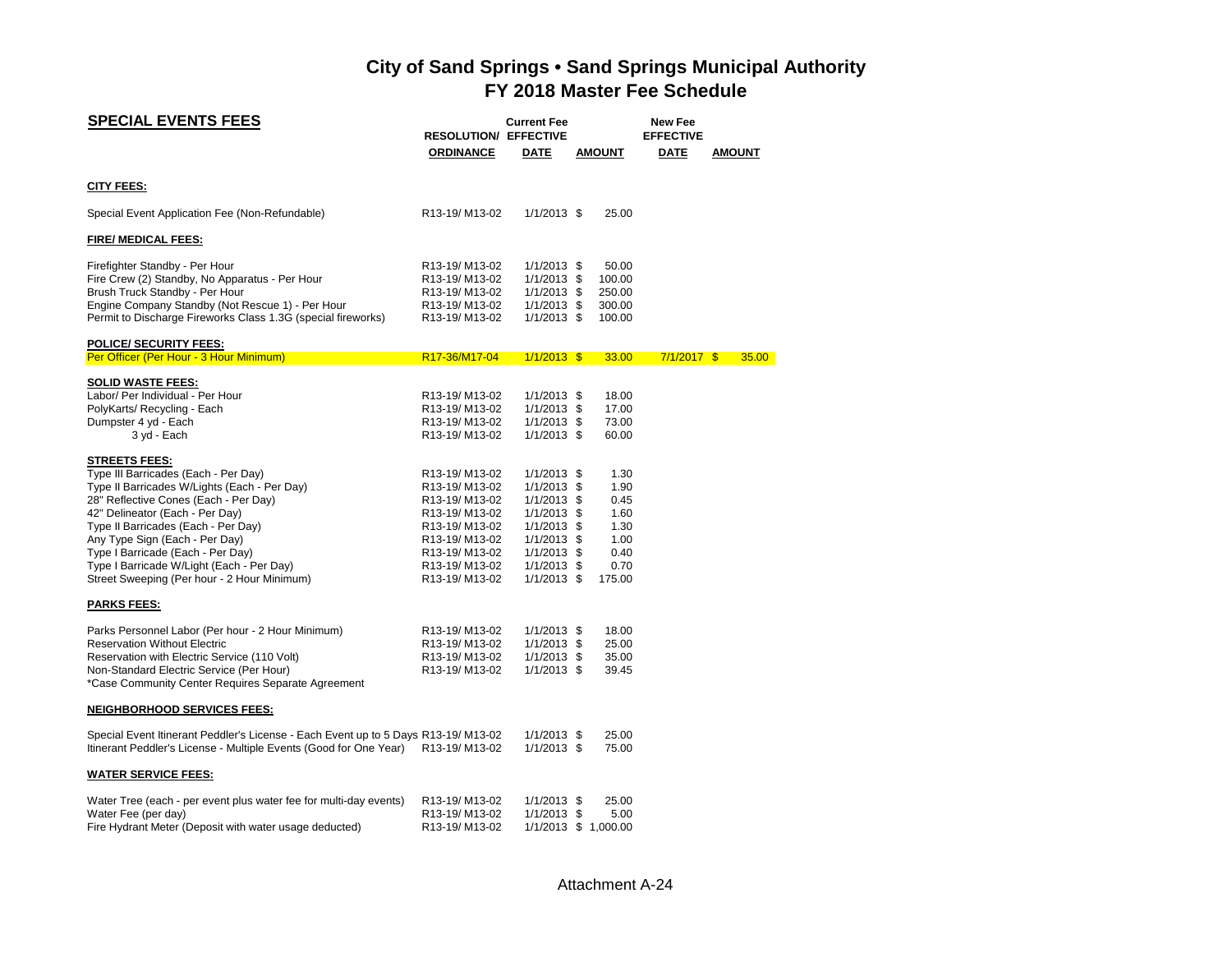# City of Sand Springs • Sand Springs Municipal Authority
## FY 2018 Master Fee Schedule

| SPECIAL EVENTS FEES | RESOLUTION/ ORDINANCE | Current Fee EFFECTIVE DATE | AMOUNT | New Fee EFFECTIVE DATE | AMOUNT |
|---|---|---|---|---|---|
| **CITY FEES:** | | | | | |
| Special Event Application Fee (Non-Refundable) | R13-19/ M13-02 | 1/1/2013 | $ 25.00 | | |
| **FIRE/ MEDICAL FEES:** | | | | | |
| Firefighter Standby - Per Hour | R13-19/ M13-02 | 1/1/2013 | $ 50.00 | | |
| Fire Crew (2) Standby, No Apparatus - Per Hour | R13-19/ M13-02 | 1/1/2013 | $ 100.00 | | |
| Brush Truck Standby - Per Hour | R13-19/ M13-02 | 1/1/2013 | $ 250.00 | | |
| Engine Company Standby (Not Rescue 1) - Per Hour | R13-19/ M13-02 | 1/1/2013 | $ 300.00 | | |
| Permit to Discharge Fireworks Class 1.3G (special fireworks) | R13-19/ M13-02 | 1/1/2013 | $ 100.00 | | |
| **POLICE/ SECURITY FEES:** | | | | | |
| Per Officer (Per Hour - 3 Hour Minimum) | R17-36/M17-04 | 1/1/2013 | $ 33.00 | 7/1/2017 | $ 35.00 |
| **SOLID WASTE FEES:** | | | | | |
| Labor/ Per Individual - Per Hour | R13-19/ M13-02 | 1/1/2013 | $ 18.00 | | |
| PolyKarts/ Recycling - Each | R13-19/ M13-02 | 1/1/2013 | $ 17.00 | | |
| Dumpster 4 yd - Each | R13-19/ M13-02 | 1/1/2013 | $ 73.00 | | |
| 3 yd - Each | R13-19/ M13-02 | 1/1/2013 | $ 60.00 | | |
| **STREETS FEES:** | | | | | |
| Type III Barricades (Each - Per Day) | R13-19/ M13-02 | 1/1/2013 | $ 1.30 | | |
| Type II Barricades W/Lights (Each - Per Day) | R13-19/ M13-02 | 1/1/2013 | $ 1.90 | | |
| 28" Reflective Cones (Each - Per Day) | R13-19/ M13-02 | 1/1/2013 | $ 0.45 | | |
| 42" Delineator (Each - Per Day) | R13-19/ M13-02 | 1/1/2013 | $ 1.60 | | |
| Type II Barricades (Each - Per Day) | R13-19/ M13-02 | 1/1/2013 | $ 1.30 | | |
| Any Type Sign (Each - Per Day) | R13-19/ M13-02 | 1/1/2013 | $ 1.00 | | |
| Type I Barricade (Each - Per Day) | R13-19/ M13-02 | 1/1/2013 | $ 0.40 | | |
| Type I Barricade W/Light (Each - Per Day) | R13-19/ M13-02 | 1/1/2013 | $ 0.70 | | |
| Street Sweeping (Per hour - 2 Hour Minimum) | R13-19/ M13-02 | 1/1/2013 | $ 175.00 | | |
| **PARKS FEES:** | | | | | |
| Parks Personnel Labor (Per hour - 2 Hour Minimum) | R13-19/ M13-02 | 1/1/2013 | $ 18.00 | | |
| Reservation Without Electric | R13-19/ M13-02 | 1/1/2013 | $ 25.00 | | |
| Reservation with Electric Service (110 Volt) | R13-19/ M13-02 | 1/1/2013 | $ 35.00 | | |
| Non-Standard Electric Service (Per Hour) | R13-19/ M13-02 | 1/1/2013 | $ 39.45 | | |
| *Case Community Center Requires Separate Agreement | | | | | |
| **NEIGHBORHOOD SERVICES FEES:** | | | | | |
| Special Event Itinerant Peddler's License - Each Event up to 5 Days | R13-19/ M13-02 | 1/1/2013 | $ 25.00 | | |
| Itinerant Peddler's License - Multiple Events (Good for One Year) | R13-19/ M13-02 | 1/1/2013 | $ 75.00 | | |
| **WATER SERVICE FEES:** | | | | | |
| Water Tree (each - per event plus water fee for multi-day events) | R13-19/ M13-02 | 1/1/2013 | $ 25.00 | | |
| Water Fee (per day) | R13-19/ M13-02 | 1/1/2013 | $ 5.00 | | |
| Fire Hydrant Meter (Deposit with water usage deducted) | R13-19/ M13-02 | 1/1/2013 | $ 1,000.00 | | |

Attachment A-24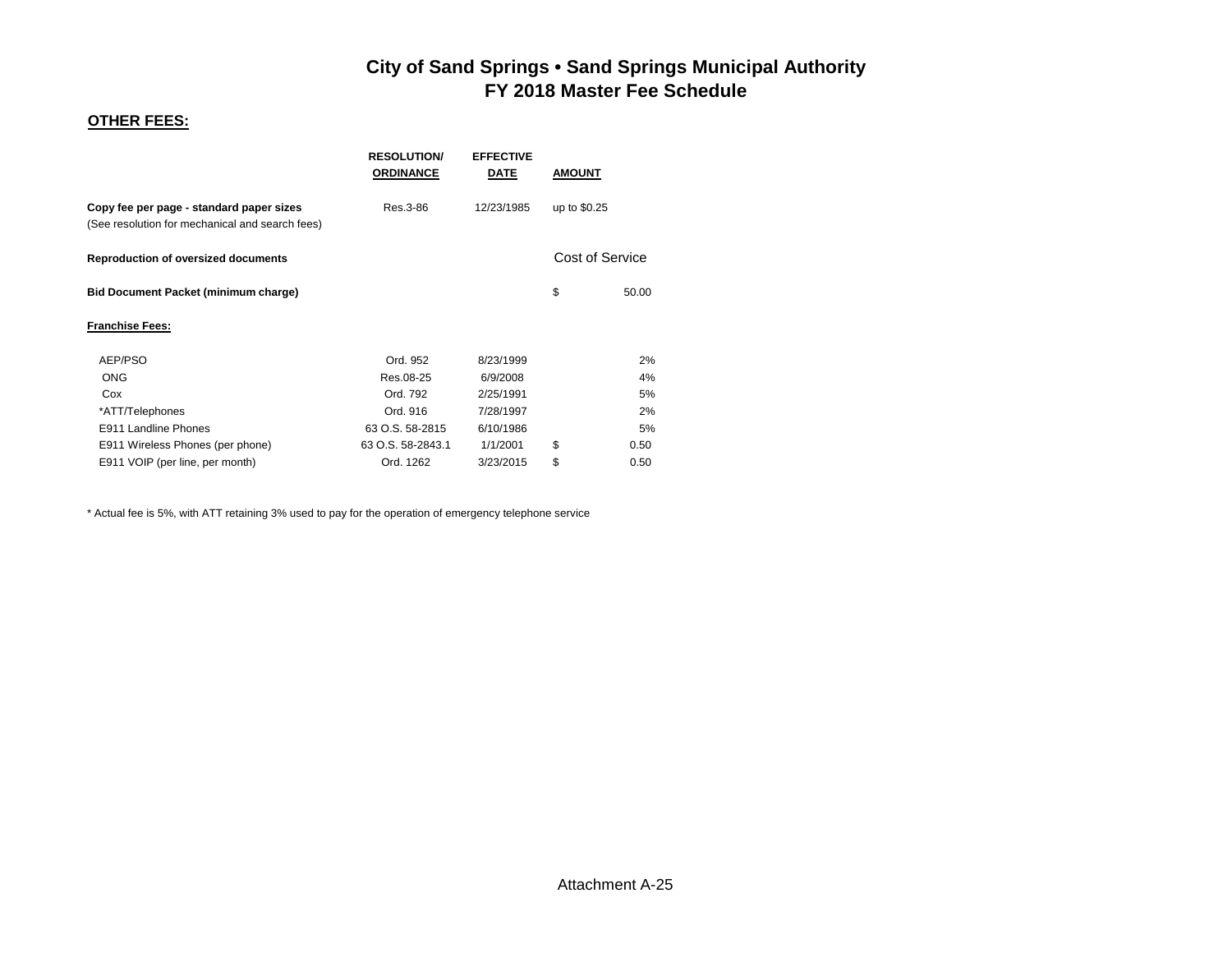# City of Sand Springs • Sand Springs Municipal Authority
## FY 2018 Master Fee Schedule

**OTHER FEES:**

| | RESOLUTION/ ORDINANCE | EFFECTIVE DATE | AMOUNT |
|---|---|---|---|
| **Copy fee per page - standard paper sizes** (See resolution for mechanical and search fees) | Res.3-86 | 12/23/1985 | up to $0.25 |
| **Reproduction of oversized documents** | | | Cost of Service |
| **Bid Document Packet (minimum charge)** | | | $ 50.00 |
| **Franchise Fees:** | | | |
| AEP/PSO | Ord. 952 | 8/23/1999 | 2% |
| ONG | Res.08-25 | 6/9/2008 | 4% |
| Cox | Ord. 792 | 2/25/1991 | 5% |
| *ATT/Telephones | Ord. 916 | 7/28/1997 | 2% |
| E911 Landline Phones | 63 O.S. 58-2815 | 6/10/1986 | 5% |
| E911 Wireless Phones (per phone) | 63 O.S. 58-2843.1 | 1/1/2001 | $ 0.50 |
| E911 VOIP (per line, per month) | Ord. 1262 | 3/23/2015 | $ 0.50 |

* Actual fee is 5%, with ATT retaining 3% used to pay for the operation of emergency telephone service

Attachment A-25